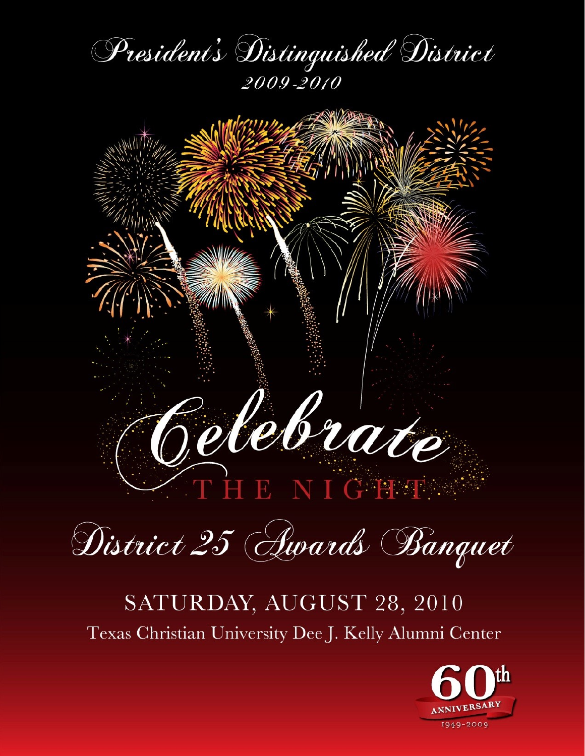# President's Distinguished District

2009-2010

# Celebrate

THE NIGHT

## District 25 Awards Banquet

SATURDAY, AUGUST 28, 2010

Texas Christian University Dee J. Kelly Alumni Center

60th ANNIVERSARY

1949-2009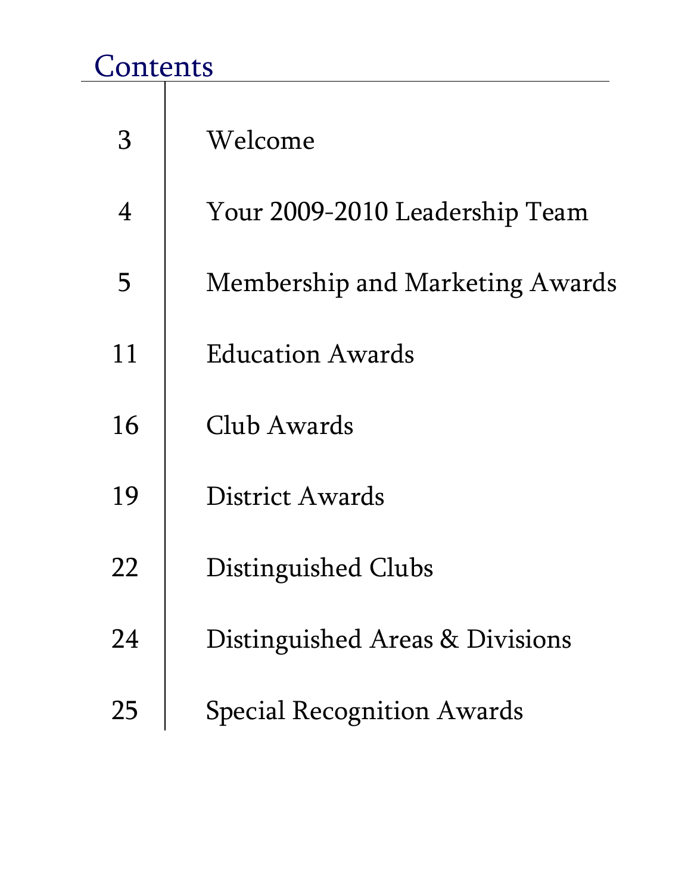# Contents

| | |
|---|---|
| 3 | Welcome |
| 4 | Your 2009-2010 Leadership Team |
| 5 | Membership and Marketing Awards |
| 11 | Education Awards |
| 16 | Club Awards |
| 19 | District Awards |
| 22 | Distinguished Clubs |
| 24 | Distinguished Areas & Divisions |
| 25 | Special Recognition Awards |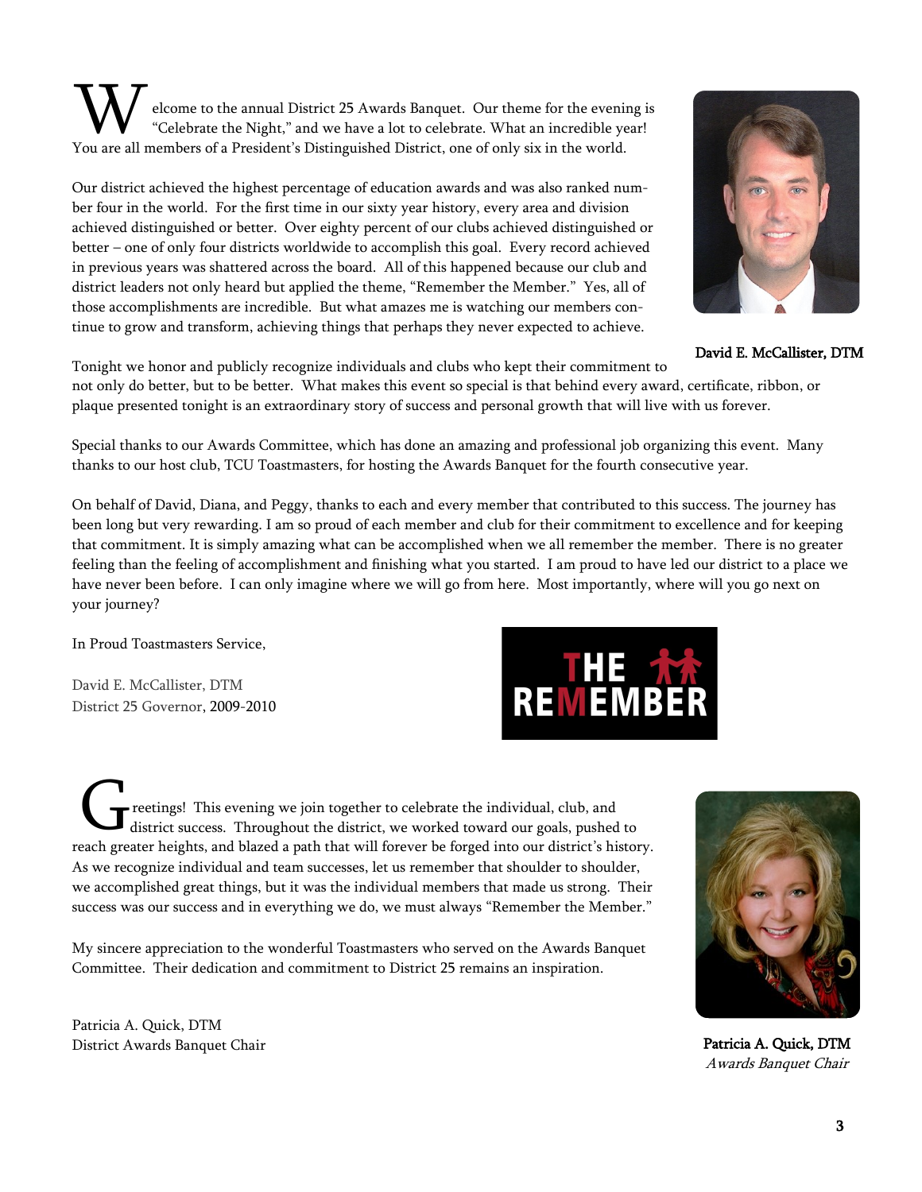Welcome to the annual District 25 Awards Banquet. Our theme for the evening is "Celebrate the Night," and we have a lot to celebrate. What an incredible year! You are all members of a President's Distinguished District, one of only six in the world.

Our district achieved the highest percentage of education awards and was also ranked number four in the world. For the first time in our sixty year history, every area and division achieved distinguished or better. Over eighty percent of our clubs achieved distinguished or better – one of only four districts worldwide to accomplish this goal. Every record achieved in previous years was shattered across the board. All of this happened because our club and district leaders not only heard but applied the theme, "Remember the Member." Yes, all of those accomplishments are incredible. But what amazes me is watching our members continue to grow and transform, achieving things that perhaps they never expected to achieve.

**David E. McCallister, DTM**

Tonight we honor and publicly recognize individuals and clubs who kept their commitment to not only do better, but to be better. What makes this event so special is that behind every award, certificate, ribbon, or plaque presented tonight is an extraordinary story of success and personal growth that will live with us forever.

Special thanks to our Awards Committee, which has done an amazing and professional job organizing this event. Many thanks to our host club, TCU Toastmasters, for hosting the Awards Banquet for the fourth consecutive year.

On behalf of David, Diana, and Peggy, thanks to each and every member that contributed to this success. The journey has been long but very rewarding. I am so proud of each member and club for their commitment to excellence and for keeping that commitment. It is simply amazing what can be accomplished when we all remember the member. There is no greater feeling than the feeling of accomplishment and finishing what you started. I am proud to have led our district to a place we have never been before. I can only imagine where we will go from here. Most importantly, where will you go next on your journey?

In Proud Toastmasters Service,

David E. McCallister, DTM
District 25 Governor, 2009-2010

THE REMEMBER

Greetings! This evening we join together to celebrate the individual, club, and district success. Throughout the district, we worked toward our goals, pushed to reach greater heights, and blazed a path that will forever be forged into our district's history. As we recognize individual and team successes, let us remember that shoulder to shoulder, we accomplished great things, but it was the individual members that made us strong. Their success was our success and in everything we do, we must always "Remember the Member."

My sincere appreciation to the wonderful Toastmasters who served on the Awards Banquet Committee. Their dedication and commitment to District 25 remains an inspiration.

Patricia A. Quick, DTM
District Awards Banquet Chair

**Patricia A. Quick, DTM**
*Awards Banquet Chair*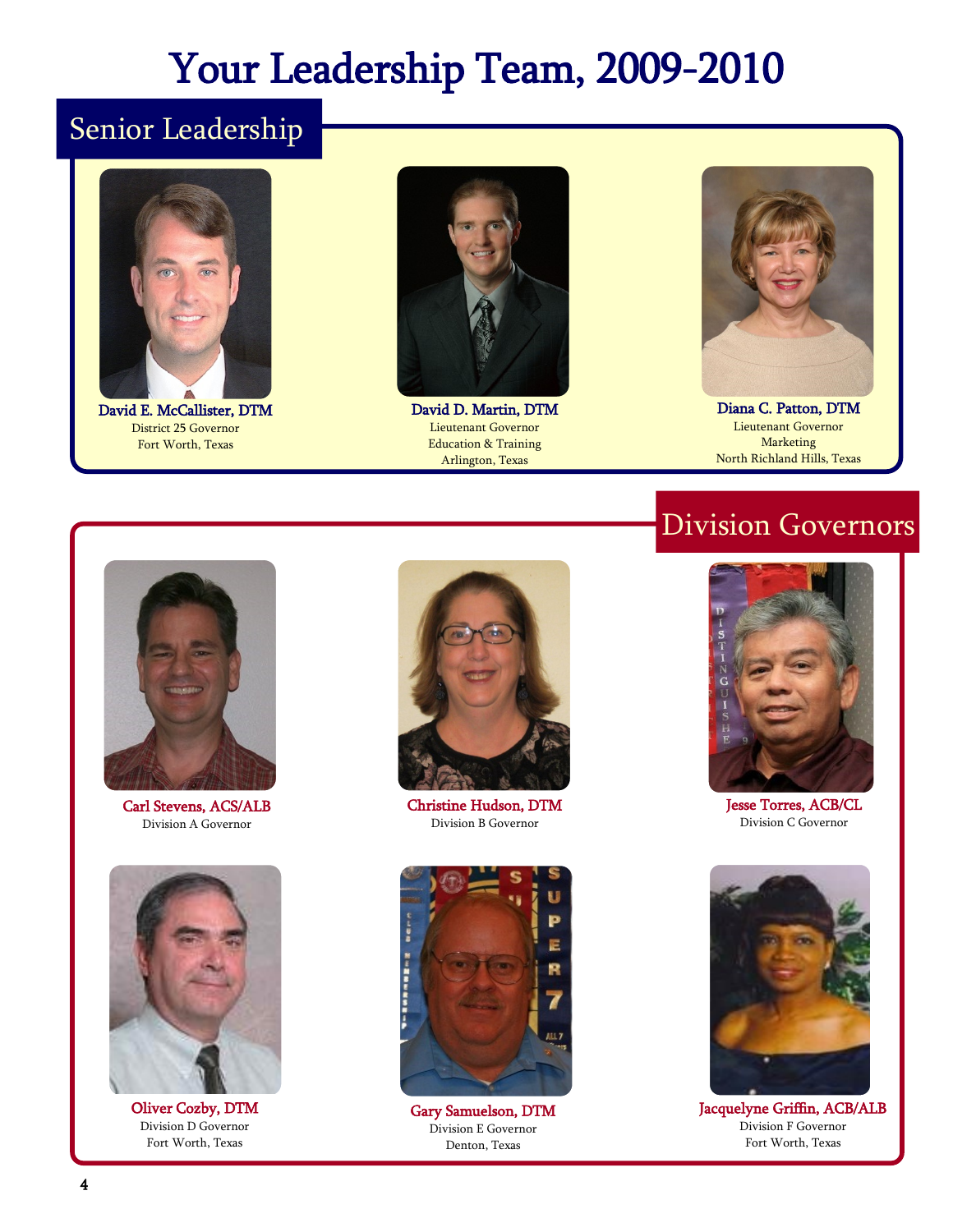# Your Leadership Team, 2009-2010

## Senior Leadership

**David E. McCallister, DTM**
District 25 Governor
Fort Worth, Texas

**David D. Martin, DTM**
Lieutenant Governor
Education & Training
Arlington, Texas

**Diana C. Patton, DTM**
Lieutenant Governor
Marketing
North Richland Hills, Texas

## Division Governors

**Carl Stevens, ACS/ALB**
Division A Governor

**Christine Hudson, DTM**
Division B Governor

**Jesse Torres, ACB/CL**
Division C Governor

**Oliver Cozby, DTM**
Division D Governor
Fort Worth, Texas

**Gary Samuelson, DTM**
Division E Governor
Denton, Texas

**Jacquelyne Griffin, ACB/ALB**
Division F Governor
Fort Worth, Texas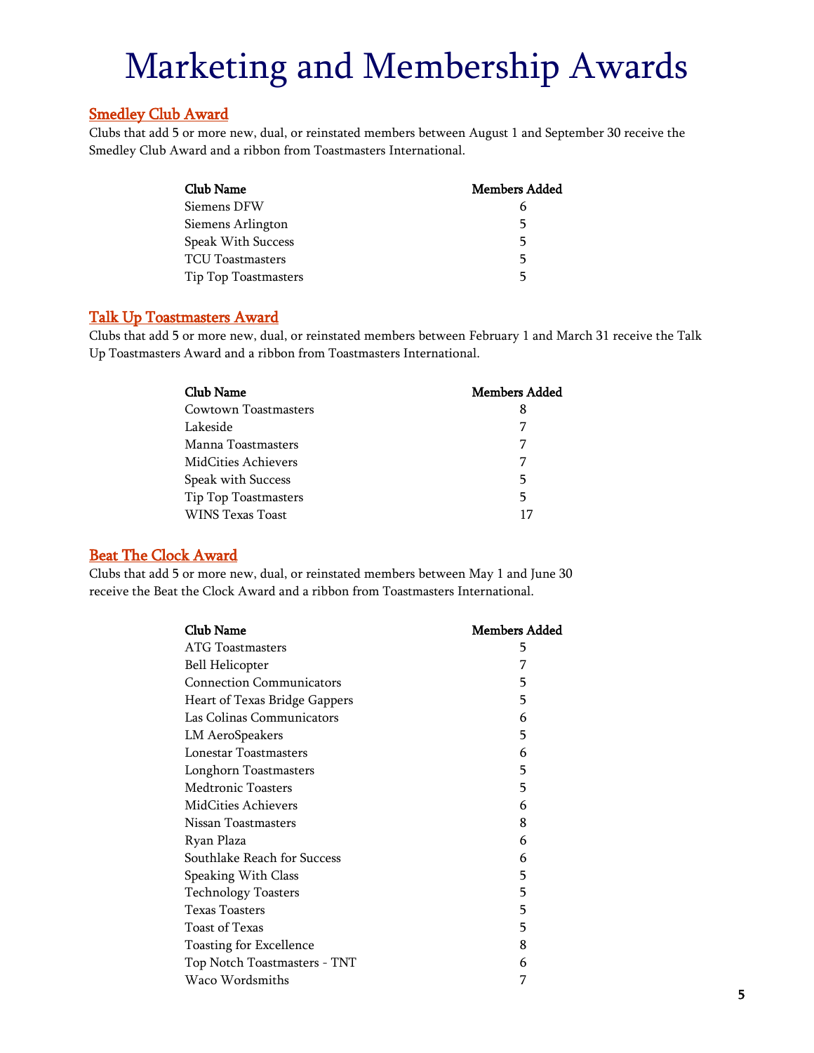# Marketing and Membership Awards

## Smedley Club Award

Clubs that add 5 or more new, dual, or reinstated members between August 1 and September 30 receive the Smedley Club Award and a ribbon from Toastmasters International.

| Club Name | Members Added |
| --- | --- |
| Siemens DFW | 6 |
| Siemens Arlington | 5 |
| Speak With Success | 5 |
| TCU Toastmasters | 5 |
| Tip Top Toastmasters | 5 |

## Talk Up Toastmasters Award

Clubs that add 5 or more new, dual, or reinstated members between February 1 and March 31 receive the Talk Up Toastmasters Award and a ribbon from Toastmasters International.

| Club Name | Members Added |
| --- | --- |
| Cowtown Toastmasters | 8 |
| Lakeside | 7 |
| Manna Toastmasters | 7 |
| MidCities Achievers | 7 |
| Speak with Success | 5 |
| Tip Top Toastmasters | 5 |
| WINS Texas Toast | 17 |

## Beat The Clock Award

Clubs that add 5 or more new, dual, or reinstated members between May 1 and June 30 receive the Beat the Clock Award and a ribbon from Toastmasters International.

| Club Name | Members Added |
| --- | --- |
| ATG Toastmasters | 5 |
| Bell Helicopter | 7 |
| Connection Communicators | 5 |
| Heart of Texas Bridge Gappers | 5 |
| Las Colinas Communicators | 6 |
| LM AeroSpeakers | 5 |
| Lonestar Toastmasters | 6 |
| Longhorn Toastmasters | 5 |
| Medtronic Toasters | 5 |
| MidCities Achievers | 6 |
| Nissan Toastmasters | 8 |
| Ryan Plaza | 6 |
| Southlake Reach for Success | 6 |
| Speaking With Class | 5 |
| Technology Toasters | 5 |
| Texas Toasters | 5 |
| Toast of Texas | 5 |
| Toasting for Excellence | 8 |
| Top Notch Toastmasters - TNT | 6 |
| Waco Wordsmiths | 7 |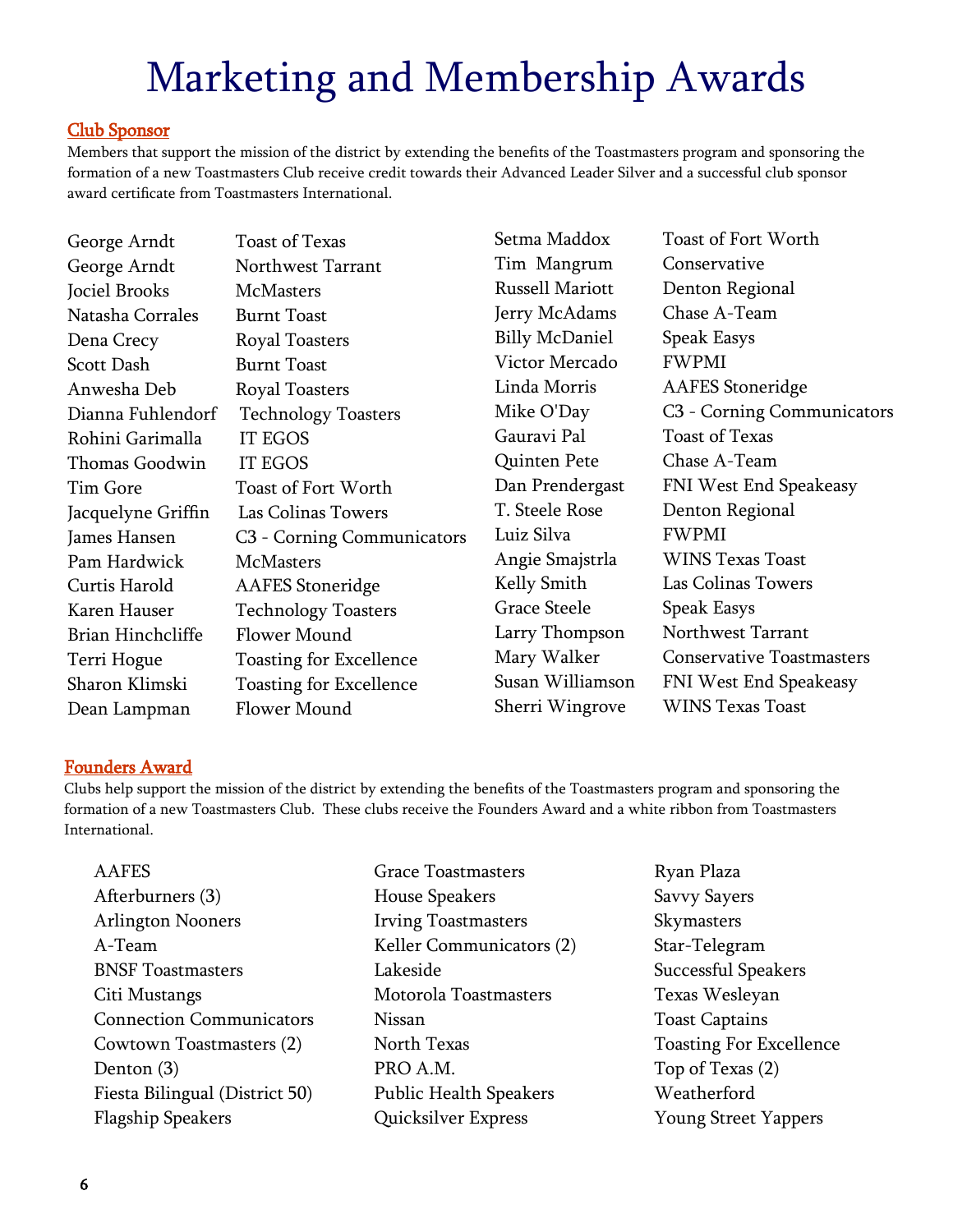# Marketing and Membership Awards

## Club Sponsor

Members that support the mission of the district by extending the benefits of the Toastmasters program and sponsoring the formation of a new Toastmasters Club receive credit towards their Advanced Leader Silver and a successful club sponsor award certificate from Toastmasters International.

| Name | Club |
|---|---|
| George Arndt | Toast of Texas |
| George Arndt | Northwest Tarrant |
| Jociel Brooks | McMasters |
| Natasha Corrales | Burnt Toast |
| Dena Crecy | Royal Toasters |
| Scott Dash | Burnt Toast |
| Anwesha Deb | Royal Toasters |
| Dianna Fuhlendorf | Technology Toasters |
| Rohini Garimalla | IT EGOS |
| Thomas Goodwin | IT EGOS |
| Tim Gore | Toast of Fort Worth |
| Jacquelyne Griffin | Las Colinas Towers |
| James Hansen | C3 - Corning Communicators |
| Pam Hardwick | McMasters |
| Curtis Harold | AAFES Stoneridge |
| Karen Hauser | Technology Toasters |
| Brian Hinchcliffe | Flower Mound |
| Terri Hogue | Toasting for Excellence |
| Sharon Klimski | Toasting for Excellence |
| Dean Lampman | Flower Mound |
| Setma Maddox | Toast of Fort Worth |
| Tim Mangrum | Conservative |
| Russell Mariott | Denton Regional |
| Jerry McAdams | Chase A-Team |
| Billy McDaniel | Speak Easys |
| Victor Mercado | FWPMI |
| Linda Morris | AAFES Stoneridge |
| Mike O'Day | C3 - Corning Communicators |
| Gauravi Pal | Toast of Texas |
| Quinten Pete | Chase A-Team |
| Dan Prendergast | FNI West End Speakeasy |
| T. Steele Rose | Denton Regional |
| Luiz Silva | FWPMI |
| Angie Smajstrla | WINS Texas Toast |
| Kelly Smith | Las Colinas Towers |
| Grace Steele | Speak Easys |
| Larry Thompson | Northwest Tarrant |
| Mary Walker | Conservative Toastmasters |
| Susan Williamson | FNI West End Speakeasy |
| Sherri Wingrove | WINS Texas Toast |

## Founders Award

Clubs help support the mission of the district by extending the benefits of the Toastmasters program and sponsoring the formation of a new Toastmasters Club. These clubs receive the Founders Award and a white ribbon from Toastmasters International.

- AAFES
- Afterburners (3)
- Arlington Nooners
- A-Team
- BNSF Toastmasters
- Citi Mustangs
- Connection Communicators
- Cowtown Toastmasters (2)
- Denton (3)
- Fiesta Bilingual (District 50)
- Flagship Speakers
- Grace Toastmasters
- House Speakers
- Irving Toastmasters
- Keller Communicators (2)
- Lakeside
- Motorola Toastmasters
- Nissan
- North Texas
- PRO A.M.
- Public Health Speakers
- Quicksilver Express
- Ryan Plaza
- Savvy Sayers
- Skymasters
- Star-Telegram
- Successful Speakers
- Texas Wesleyan
- Toast Captains
- Toasting For Excellence
- Top of Texas (2)
- Weatherford
- Young Street Yappers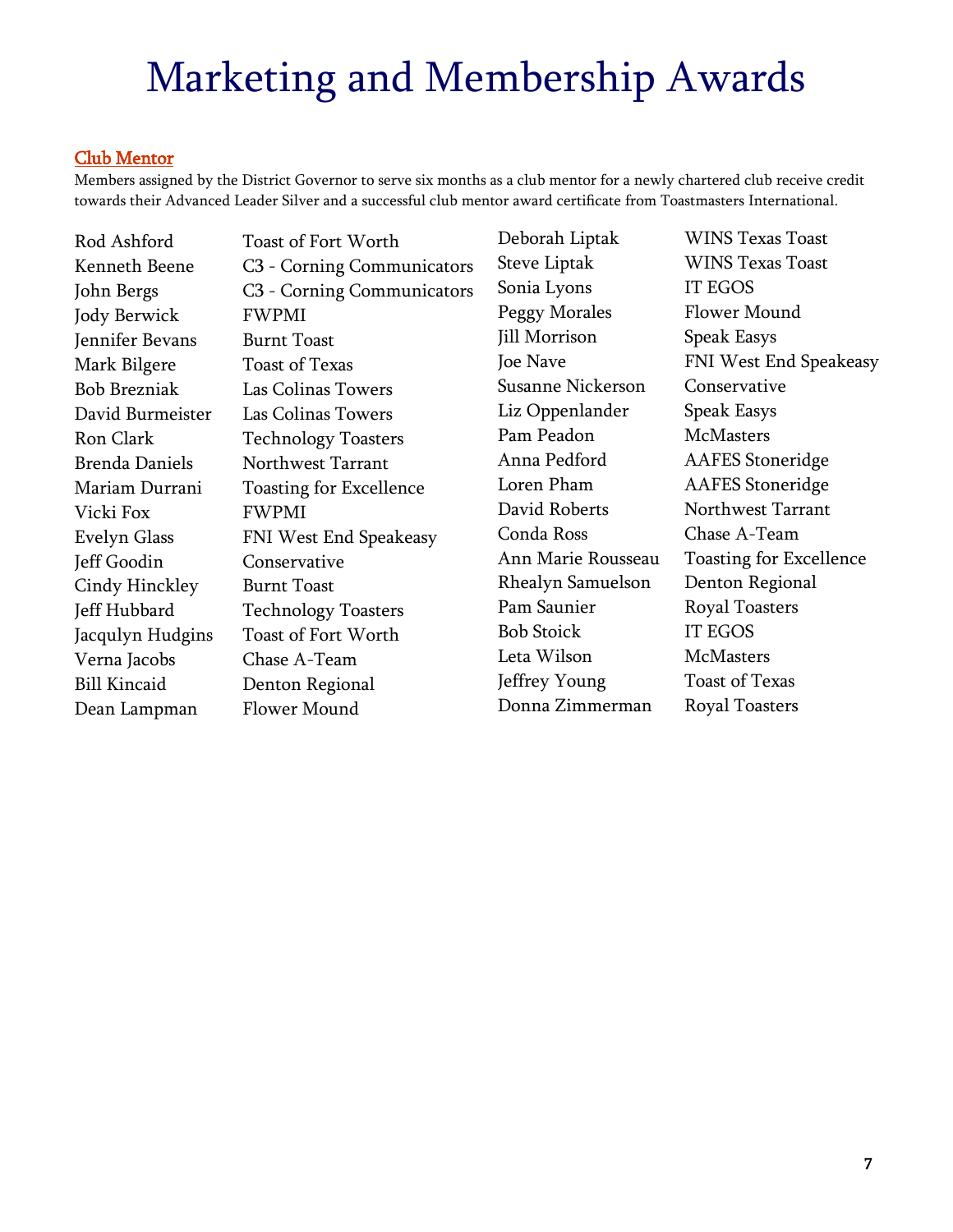# Marketing and Membership Awards

## Club Mentor

Members assigned by the District Governor to serve six months as a club mentor for a newly chartered club receive credit towards their Advanced Leader Silver and a successful club mentor award certificate from Toastmasters International.

| Name | Club |
|---|---|
| Rod Ashford | Toast of Fort Worth |
| Kenneth Beene | C3 - Corning Communicators |
| John Bergs | C3 - Corning Communicators |
| Jody Berwick | FWPMI |
| Jennifer Bevans | Burnt Toast |
| Mark Bilgere | Toast of Texas |
| Bob Brezniak | Las Colinas Towers |
| David Burmeister | Las Colinas Towers |
| Ron Clark | Technology Toasters |
| Brenda Daniels | Northwest Tarrant |
| Mariam Durrani | Toasting for Excellence |
| Vicki Fox | FWPMI |
| Evelyn Glass | FNI West End Speakeasy |
| Jeff Goodin | Conservative |
| Cindy Hinckley | Burnt Toast |
| Jeff Hubbard | Technology Toasters |
| Jacqulyn Hudgins | Toast of Fort Worth |
| Verna Jacobs | Chase A-Team |
| Bill Kincaid | Denton Regional |
| Dean Lampman | Flower Mound |
| Deborah Liptak | WINS Texas Toast |
| Steve Liptak | WINS Texas Toast |
| Sonia Lyons | IT EGOS |
| Peggy Morales | Flower Mound |
| Jill Morrison | Speak Easys |
| Joe Nave | FNI West End Speakeasy |
| Susanne Nickerson | Conservative |
| Liz Oppenlander | Speak Easys |
| Pam Peadon | McMasters |
| Anna Pedford | AAFES Stoneridge |
| Loren Pham | AAFES Stoneridge |
| David Roberts | Northwest Tarrant |
| Conda Ross | Chase A-Team |
| Ann Marie Rousseau | Toasting for Excellence |
| Rhealyn Samuelson | Denton Regional |
| Pam Saunier | Royal Toasters |
| Bob Stoick | IT EGOS |
| Leta Wilson | McMasters |
| Jeffrey Young | Toast of Texas |
| Donna Zimmerman | Royal Toasters |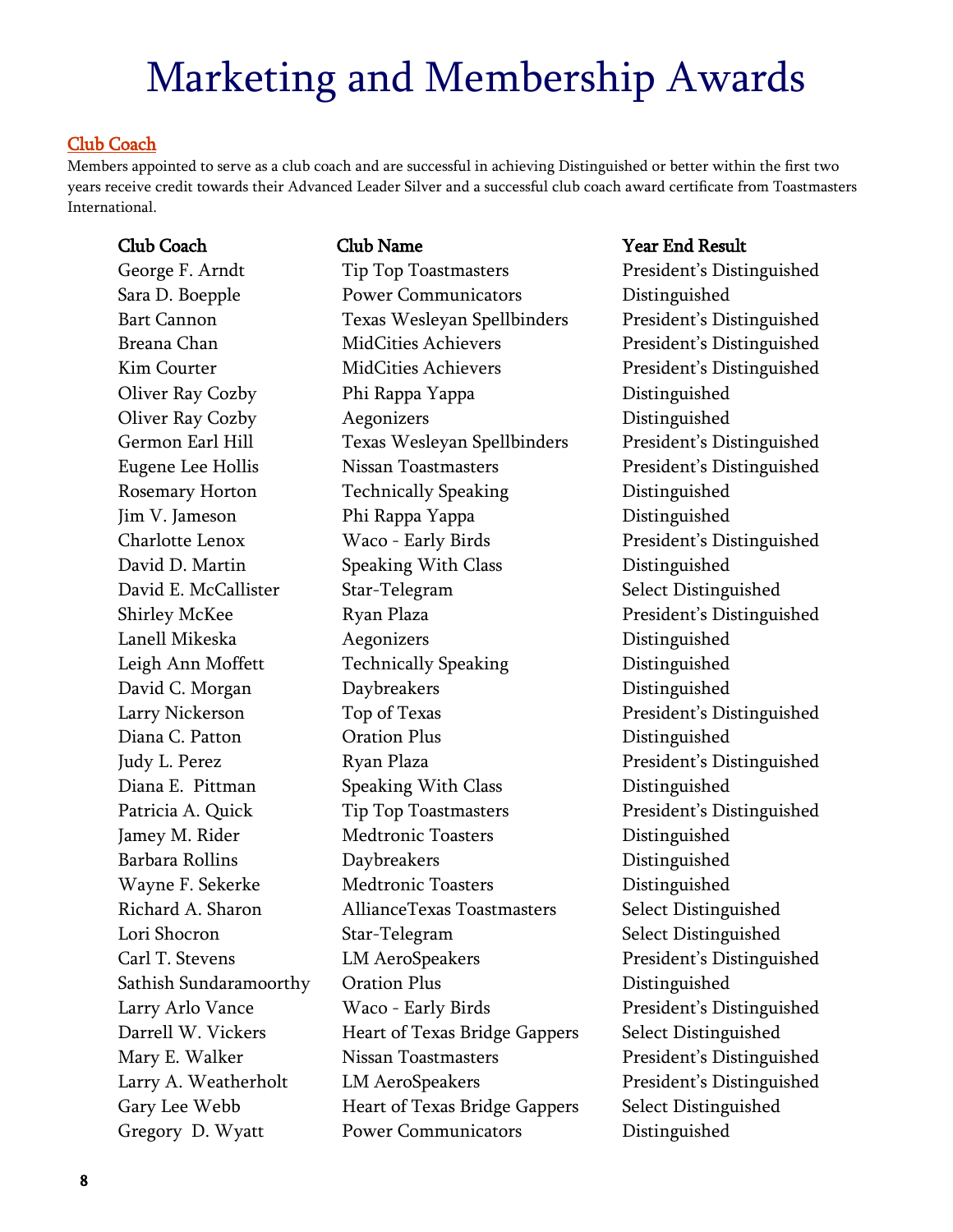# Marketing and Membership Awards

## Club Coach

Members appointed to serve as a club coach and are successful in achieving Distinguished or better within the first two years receive credit towards their Advanced Leader Silver and a successful club coach award certificate from Toastmasters International.

| Club Coach | Club Name | Year End Result |
| --- | --- | --- |
| George F. Arndt | Tip Top Toastmasters | President's Distinguished |
| Sara D. Boepple | Power Communicators | Distinguished |
| Bart Cannon | Texas Wesleyan Spellbinders | President's Distinguished |
| Breana Chan | MidCities Achievers | President's Distinguished |
| Kim Courter | MidCities Achievers | President's Distinguished |
| Oliver Ray Cozby | Phi Rappa Yappa | Distinguished |
| Oliver Ray Cozby | Aegonizers | Distinguished |
| Germon Earl Hill | Texas Wesleyan Spellbinders | President's Distinguished |
| Eugene Lee Hollis | Nissan Toastmasters | President's Distinguished |
| Rosemary Horton | Technically Speaking | Distinguished |
| Jim V. Jameson | Phi Rappa Yappa | Distinguished |
| Charlotte Lenox | Waco - Early Birds | President's Distinguished |
| David D. Martin | Speaking With Class | Distinguished |
| David E. McCallister | Star-Telegram | Select Distinguished |
| Shirley McKee | Ryan Plaza | President's Distinguished |
| Lanell Mikeska | Aegonizers | Distinguished |
| Leigh Ann Moffett | Technically Speaking | Distinguished |
| David C. Morgan | Daybreakers | Distinguished |
| Larry Nickerson | Top of Texas | President's Distinguished |
| Diana C. Patton | Oration Plus | Distinguished |
| Judy L. Perez | Ryan Plaza | President's Distinguished |
| Diana E. Pittman | Speaking With Class | Distinguished |
| Patricia A. Quick | Tip Top Toastmasters | President's Distinguished |
| Jamey M. Rider | Medtronic Toasters | Distinguished |
| Barbara Rollins | Daybreakers | Distinguished |
| Wayne F. Sekerke | Medtronic Toasters | Distinguished |
| Richard A. Sharon | AllianceTexas Toastmasters | Select Distinguished |
| Lori Shocron | Star-Telegram | Select Distinguished |
| Carl T. Stevens | LM AeroSpeakers | President's Distinguished |
| Sathish Sundaramoorthy | Oration Plus | Distinguished |
| Larry Arlo Vance | Waco - Early Birds | President's Distinguished |
| Darrell W. Vickers | Heart of Texas Bridge Gappers | Select Distinguished |
| Mary E. Walker | Nissan Toastmasters | President's Distinguished |
| Larry A. Weatherholt | LM AeroSpeakers | President's Distinguished |
| Gary Lee Webb | Heart of Texas Bridge Gappers | Select Distinguished |
| Gregory D. Wyatt | Power Communicators | Distinguished |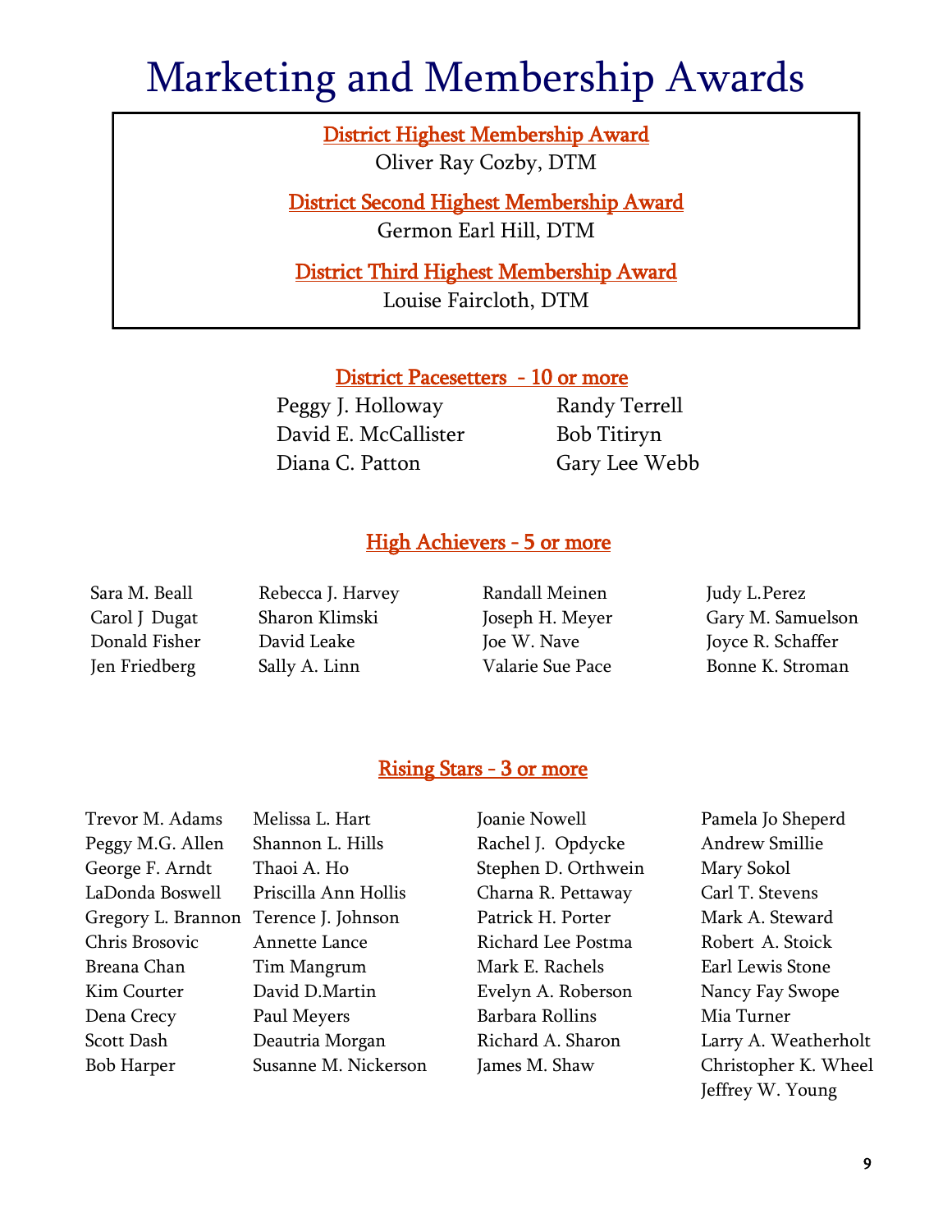# Marketing and Membership Awards

**District Highest Membership Award**

Oliver Ray Cozby, DTM

**District Second Highest Membership Award**

Germon Earl Hill, DTM

**District Third Highest Membership Award**

Louise Faircloth, DTM

## District Pacesetters - 10 or more

Peggy J. Holloway
David E. McCallister
Diana C. Patton
Randy Terrell
Bob Titiryn
Gary Lee Webb

## High Achievers - 5 or more

Sara M. Beall
Carol J Dugat
Donald Fisher
Jen Friedberg
Rebecca J. Harvey
Sharon Klimski
David Leake
Sally A. Linn
Randall Meinen
Joseph H. Meyer
Joe W. Nave
Valarie Sue Pace
Judy L.Perez
Gary M. Samuelson
Joyce R. Schaffer
Bonne K. Stroman

## Rising Stars - 3 or more

Trevor M. Adams
Peggy M.G. Allen
George F. Arndt
LaDonda Boswell
Gregory L. Brannon
Chris Brosovic
Breana Chan
Kim Courter
Dena Crecy
Scott Dash
Bob Harper
Melissa L. Hart
Shannon L. Hills
Thaoi A. Ho
Priscilla Ann Hollis
Terence J. Johnson
Annette Lance
Tim Mangrum
David D.Martin
Paul Meyers
Deautria Morgan
Susanne M. Nickerson
Joanie Nowell
Rachel J. Opdycke
Stephen D. Orthwein
Charna R. Pettaway
Patrick H. Porter
Richard Lee Postma
Mark E. Rachels
Evelyn A. Roberson
Barbara Rollins
Richard A. Sharon
James M. Shaw
Pamela Jo Sheperd
Andrew Smillie
Mary Sokol
Carl T. Stevens
Mark A. Steward
Robert A. Stoick
Earl Lewis Stone
Nancy Fay Swope
Mia Turner
Larry A. Weatherholt
Christopher K. Wheel
Jeffrey W. Young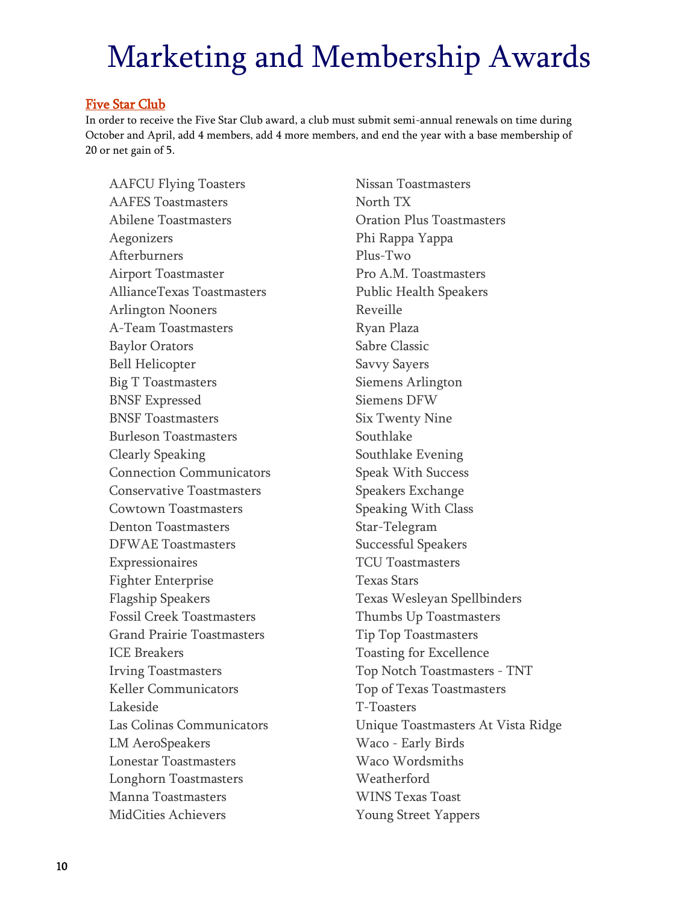# Marketing and Membership Awards

## Five Star Club

In order to receive the Five Star Club award, a club must submit semi-annual renewals on time during October and April, add 4 members, add 4 more members, and end the year with a base membership of 20 or net gain of 5.

- AAFCU Flying Toasters
- AAFES Toastmasters
- Abilene Toastmasters
- Aegonizers
- Afterburners
- Airport Toastmaster
- AllianceTexas Toastmasters
- Arlington Nooners
- A-Team Toastmasters
- Baylor Orators
- Bell Helicopter
- Big T Toastmasters
- BNSF Expressed
- BNSF Toastmasters
- Burleson Toastmasters
- Clearly Speaking
- Connection Communicators
- Conservative Toastmasters
- Cowtown Toastmasters
- Denton Toastmasters
- DFWAE Toastmasters
- Expressionaires
- Fighter Enterprise
- Flagship Speakers
- Fossil Creek Toastmasters
- Grand Prairie Toastmasters
- ICE Breakers
- Irving Toastmasters
- Keller Communicators
- Lakeside
- Las Colinas Communicators
- LM AeroSpeakers
- Lonestar Toastmasters
- Longhorn Toastmasters
- Manna Toastmasters
- MidCities Achievers
- Nissan Toastmasters
- North TX
- Oration Plus Toastmasters
- Phi Rappa Yappa
- Plus-Two
- Pro A.M. Toastmasters
- Public Health Speakers
- Reveille
- Ryan Plaza
- Sabre Classic
- Savvy Sayers
- Siemens Arlington
- Siemens DFW
- Six Twenty Nine
- Southlake
- Southlake Evening
- Speak With Success
- Speakers Exchange
- Speaking With Class
- Star-Telegram
- Successful Speakers
- TCU Toastmasters
- Texas Stars
- Texas Wesleyan Spellbinders
- Thumbs Up Toastmasters
- Tip Top Toastmasters
- Toasting for Excellence
- Top Notch Toastmasters - TNT
- Top of Texas Toastmasters
- T-Toasters
- Unique Toastmasters At Vista Ridge
- Waco - Early Birds
- Waco Wordsmiths
- Weatherford
- WINS Texas Toast
- Young Street Yappers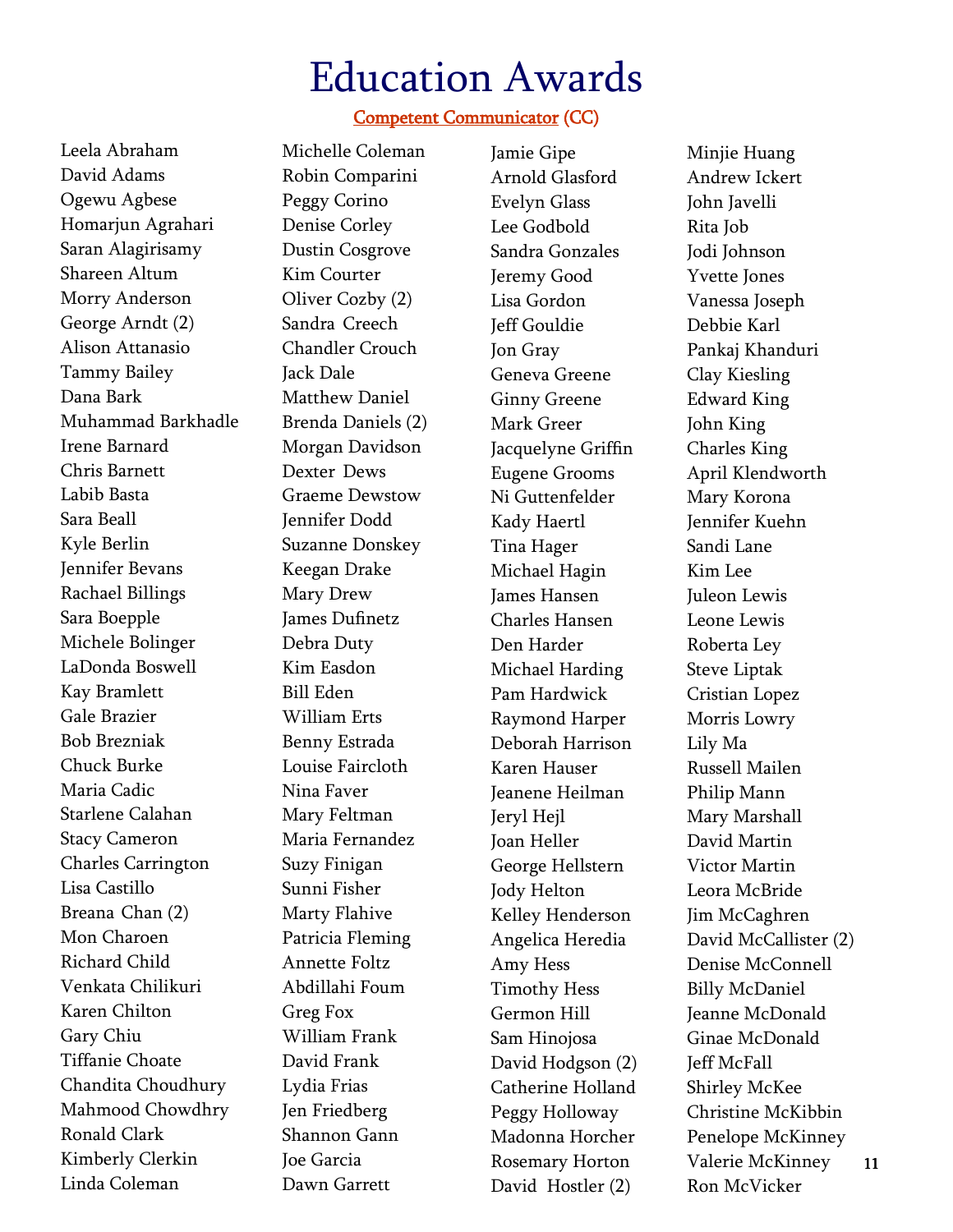# Education Awards

## Competent Communicator (CC)

Leela Abraham
David Adams
Ogewu Agbese
Homarjun Agrahari
Saran Alagirisamy
Shareen Altum
Morry Anderson
George Arndt (2)
Alison Attanasio
Tammy Bailey
Dana Bark
Muhammad Barkhadle
Irene Barnard
Chris Barnett
Labib Basta
Sara Beall
Kyle Berlin
Jennifer Bevans
Rachael Billings
Sara Boepple
Michele Bolinger
LaDonda Boswell
Kay Bramlett
Gale Brazier
Bob Brezniak
Chuck Burke
Maria Cadic
Starlene Calahan
Stacy Cameron
Charles Carrington
Lisa Castillo
Breana Chan (2)
Mon Charoen
Richard Child
Venkata Chilikuri
Karen Chilton
Gary Chiu
Tiffanie Choate
Chandita Choudhury
Mahmood Chowdhry
Ronald Clark
Kimberly Clerkin
Linda Coleman
Michelle Coleman
Robin Comparini
Peggy Corino
Denise Corley
Dustin Cosgrove
Kim Courter
Oliver Cozby (2)
Sandra Creech
Chandler Crouch
Jack Dale
Matthew Daniel
Brenda Daniels (2)
Morgan Davidson
Dexter Dews
Graeme Dewstow
Jennifer Dodd
Suzanne Donskey
Keegan Drake
Mary Drew
James Dufinetz
Debra Duty
Kim Easdon
Bill Eden
William Erts
Benny Estrada
Louise Faircloth
Nina Faver
Mary Feltman
Maria Fernandez
Suzy Finigan
Sunni Fisher
Marty Flahive
Patricia Fleming
Annette Foltz
Abdillahi Foum
Greg Fox
William Frank
David Frank
Lydia Frias
Jen Friedberg
Shannon Gann
Joe Garcia
Dawn Garrett
Jamie Gipe
Arnold Glasford
Evelyn Glass
Lee Godbold
Sandra Gonzales
Jeremy Good
Lisa Gordon
Jeff Gouldie
Jon Gray
Geneva Greene
Ginny Greene
Mark Greer
Jacquelyne Griffin
Eugene Grooms
Ni Guttenfelder
Kady Haertl
Tina Hager
Michael Hagin
James Hansen
Charles Hansen
Den Harder
Michael Harding
Pam Hardwick
Raymond Harper
Deborah Harrison
Karen Hauser
Jeanene Heilman
Jeryl Hejl
Joan Heller
George Hellstern
Jody Helton
Kelley Henderson
Angelica Heredia
Amy Hess
Timothy Hess
Germon Hill
Sam Hinojosa
David Hodgson (2)
Catherine Holland
Peggy Holloway
Madonna Horcher
Rosemary Horton
David Hostler (2)
Minjie Huang
Andrew Ickert
John Javelli
Rita Job
Jodi Johnson
Yvette Jones
Vanessa Joseph
Debbie Karl
Pankaj Khanduri
Clay Kiesling
Edward King
John King
Charles King
April Klendworth
Mary Korona
Jennifer Kuehn
Sandi Lane
Kim Lee
Juleon Lewis
Leone Lewis
Roberta Ley
Steve Liptak
Cristian Lopez
Morris Lowry
Lily Ma
Russell Mailen
Philip Mann
Mary Marshall
David Martin
Victor Martin
Leora McBride
Jim McCaghren
David McCallister (2)
Denise McConnell
Billy McDaniel
Jeanne McDonald
Ginae McDonald
Jeff McFall
Shirley McKee
Christine McKibbin
Penelope McKinney
Valerie McKinney
Ron McVicker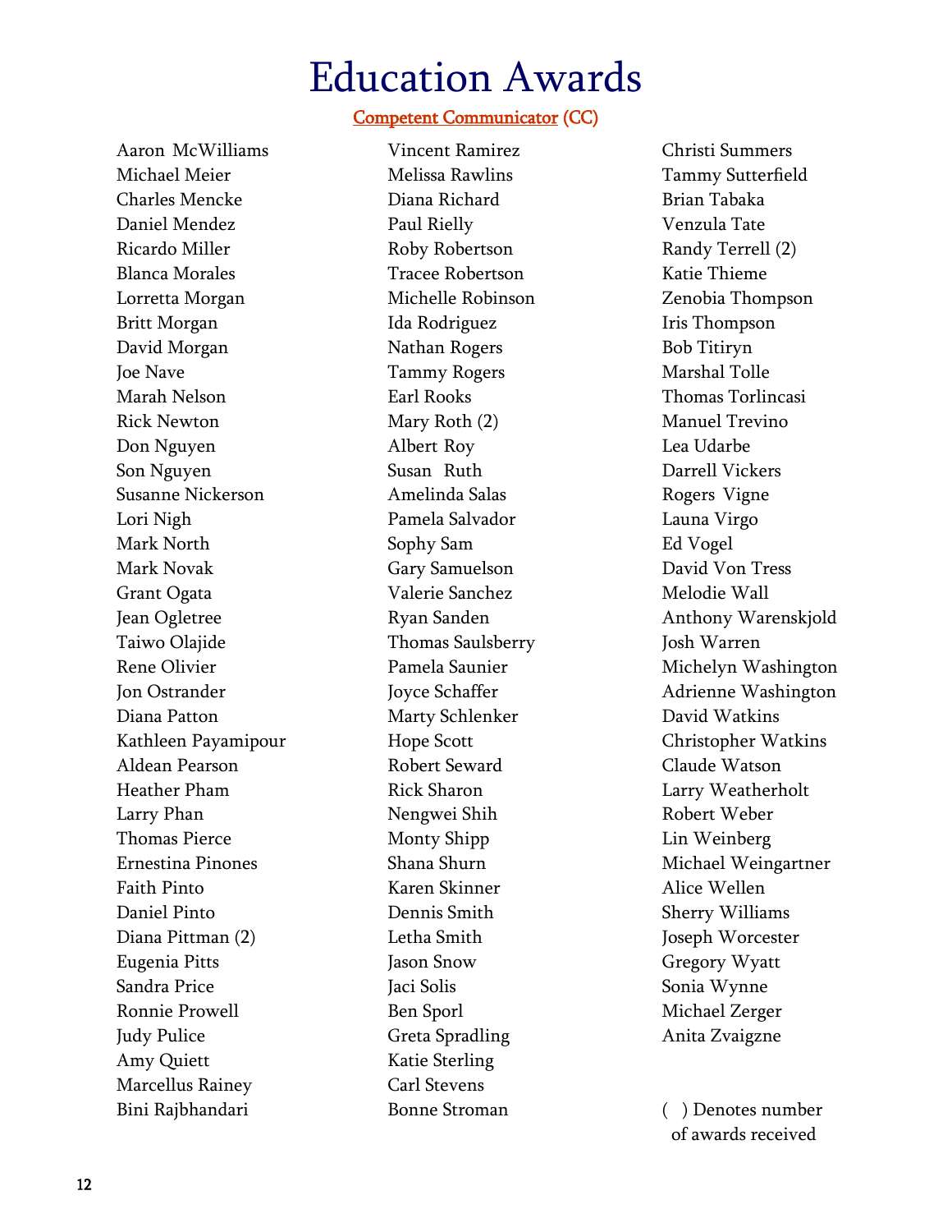# Education Awards

## Competent Communicator (CC)

Aaron McWilliams
Michael Meier
Charles Mencke
Daniel Mendez
Ricardo Miller
Blanca Morales
Lorretta Morgan
Britt Morgan
David Morgan
Joe Nave
Marah Nelson
Rick Newton
Don Nguyen
Son Nguyen
Susanne Nickerson
Lori Nigh
Mark North
Mark Novak
Grant Ogata
Jean Ogletree
Taiwo Olajide
Rene Olivier
Jon Ostrander
Diana Patton
Kathleen Payamipour
Aldean Pearson
Heather Pham
Larry Phan
Thomas Pierce
Ernestina Pinones
Faith Pinto
Daniel Pinto
Diana Pittman (2)
Eugenia Pitts
Sandra Price
Ronnie Prowell
Judy Pulice
Amy Quiett
Marcellus Rainey
Bini Rajbhandari
Vincent Ramirez
Melissa Rawlins
Diana Richard
Paul Rielly
Roby Robertson
Tracee Robertson
Michelle Robinson
Ida Rodriguez
Nathan Rogers
Tammy Rogers
Earl Rooks
Mary Roth (2)
Albert Roy
Susan Ruth
Amelinda Salas
Pamela Salvador
Sophy Sam
Gary Samuelson
Valerie Sanchez
Ryan Sanden
Thomas Saulsberry
Pamela Saunier
Joyce Schaffer
Marty Schlenker
Hope Scott
Robert Seward
Rick Sharon
Nengwei Shih
Monty Shipp
Shana Shurn
Karen Skinner
Dennis Smith
Letha Smith
Jason Snow
Jaci Solis
Ben Sporl
Greta Spradling
Katie Sterling
Carl Stevens
Bonne Stroman
Christi Summers
Tammy Sutterfield
Brian Tabaka
Venzula Tate
Randy Terrell (2)
Katie Thieme
Zenobia Thompson
Iris Thompson
Bob Titiryn
Marshal Tolle
Thomas Torlincasi
Manuel Trevino
Lea Udarbe
Darrell Vickers
Rogers Vigne
Launa Virgo
Ed Vogel
David Von Tress
Melodie Wall
Anthony Warenskjold
Josh Warren
Michelyn Washington
Adrienne Washington
David Watkins
Christopher Watkins
Claude Watson
Larry Weatherholt
Robert Weber
Lin Weinberg
Michael Weingartner
Alice Wellen
Sherry Williams
Joseph Worcester
Gregory Wyatt
Sonia Wynne
Michael Zerger
Anita Zvaigzne

( ) Denotes number of awards received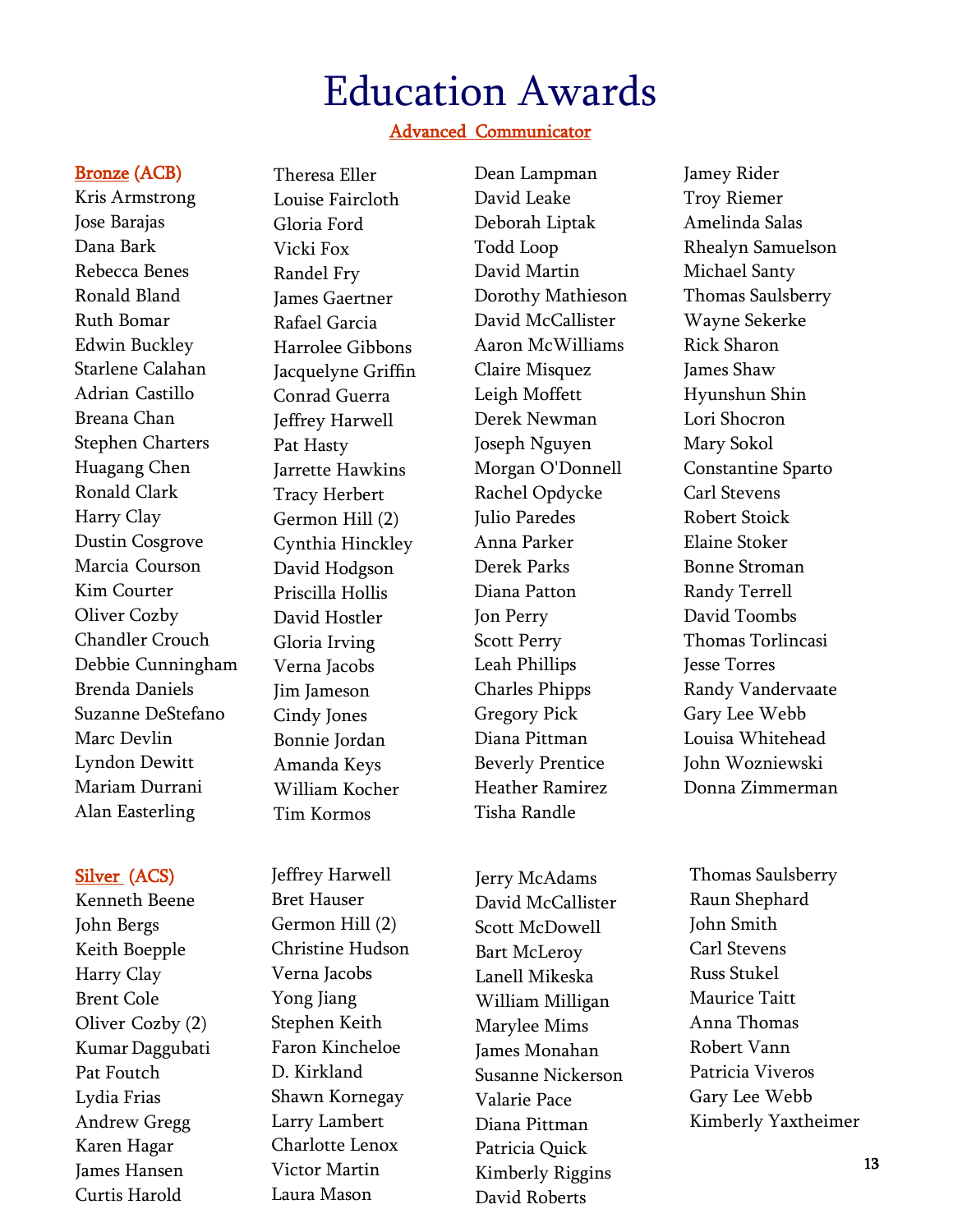# Education Awards

## Advanced Communicator

### Bronze (ACB)

Kris Armstrong
Jose Barajas
Dana Bark
Rebecca Benes
Ronald Bland
Ruth Bomar
Edwin Buckley
Starlene Calahan
Adrian Castillo
Breana Chan
Stephen Charters
Huagang Chen
Ronald Clark
Harry Clay
Dustin Cosgrove
Marcia Courson
Kim Courter
Oliver Cozby
Chandler Crouch
Debbie Cunningham
Brenda Daniels
Suzanne DeStefano
Marc Devlin
Lyndon Dewitt
Mariam Durrani
Alan Easterling
Theresa Eller
Louise Faircloth
Gloria Ford
Vicki Fox
Randel Fry
James Gaertner
Rafael Garcia
Harrolee Gibbons
Jacquelyne Griffin
Conrad Guerra
Jeffrey Harwell
Pat Hasty
Jarrette Hawkins
Tracy Herbert
Germon Hill (2)
Cynthia Hinckley
David Hodgson
Priscilla Hollis
David Hostler
Gloria Irving
Verna Jacobs
Jim Jameson
Cindy Jones
Bonnie Jordan
Amanda Keys
William Kocher
Tim Kormos
Dean Lampman
David Leake
Deborah Liptak
Todd Loop
David Martin
Dorothy Mathieson
David McCallister
Aaron McWilliams
Claire Misquez
Leigh Moffett
Derek Newman
Joseph Nguyen
Morgan O'Donnell
Rachel Opdycke
Julio Paredes
Anna Parker
Derek Parks
Diana Patton
Jon Perry
Scott Perry
Leah Phillips
Charles Phipps
Gregory Pick
Diana Pittman
Beverly Prentice
Heather Ramirez
Tisha Randle
Jamey Rider
Troy Riemer
Amelinda Salas
Rhealyn Samuelson
Michael Santy
Thomas Saulsberry
Wayne Sekerke
Rick Sharon
James Shaw
Hyunshun Shin
Lori Shocron
Mary Sokol
Constantine Sparto
Carl Stevens
Robert Stoick
Elaine Stoker
Bonne Stroman
Randy Terrell
David Toombs
Thomas Torlincasi
Jesse Torres
Randy Vandervaate
Gary Lee Webb
Louisa Whitehead
John Wozniewski
Donna Zimmerman

### Silver (ACS)

Kenneth Beene
John Bergs
Keith Boepple
Harry Clay
Brent Cole
Oliver Cozby (2)
Kumar Daggubati
Pat Foutch
Lydia Frias
Andrew Gregg
Karen Hagar
James Hansen
Curtis Harold
Jeffrey Harwell
Bret Hauser
Germon Hill (2)
Christine Hudson
Verna Jacobs
Yong Jiang
Stephen Keith
Faron Kincheloe
D. Kirkland
Shawn Kornegay
Larry Lambert
Charlotte Lenox
Victor Martin
Laura Mason
Jerry McAdams
David McCallister
Scott McDowell
Bart McLeroy
Lanell Mikeska
William Milligan
Marylee Mims
James Monahan
Susanne Nickerson
Valarie Pace
Diana Pittman
Patricia Quick
Kimberly Riggins
David Roberts
Thomas Saulsberry
Raun Shephard
John Smith
Carl Stevens
Russ Stukel
Maurice Taitt
Anna Thomas
Robert Vann
Patricia Viveros
Gary Lee Webb
Kimberly Yaxtheimer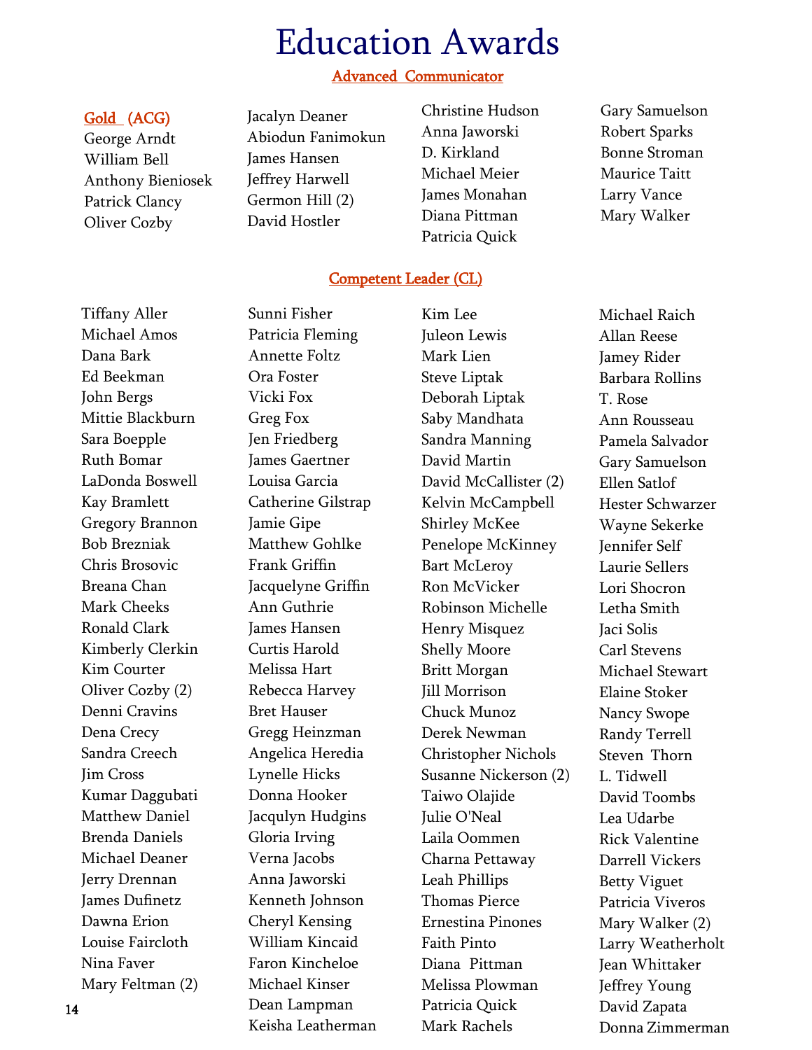# Education Awards

## Advanced Communicator

### Gold (ACG)

George Arndt
William Bell
Anthony Bieniosek
Patrick Clancy
Oliver Cozby
Jacalyn Deaner
Abiodun Fanimokun
James Hansen
Jeffrey Harwell
Germon Hill (2)
David Hostler
Christine Hudson
Anna Jaworski
D. Kirkland
Michael Meier
James Monahan
Diana Pittman
Patricia Quick
Gary Samuelson
Robert Sparks
Bonne Stroman
Maurice Taitt
Larry Vance
Mary Walker

## Competent Leader (CL)

Tiffany Aller
Michael Amos
Dana Bark
Ed Beekman
John Bergs
Mittie Blackburn
Sara Boepple
Ruth Bomar
LaDonda Boswell
Kay Bramlett
Gregory Brannon
Bob Brezniak
Chris Brosovic
Breana Chan
Mark Cheeks
Ronald Clark
Kimberly Clerkin
Kim Courter
Oliver Cozby (2)
Denni Cravins
Dena Crecy
Sandra Creech
Jim Cross
Kumar Daggubati
Matthew Daniel
Brenda Daniels
Michael Deaner
Jerry Drennan
James Dufinetz
Dawna Erion
Louise Faircloth
Nina Faver
Mary Feltman (2)
Sunni Fisher
Patricia Fleming
Annette Foltz
Ora Foster
Vicki Fox
Greg Fox
Jen Friedberg
James Gaertner
Louisa Garcia
Catherine Gilstrap
Jamie Gipe
Matthew Gohlke
Frank Griffin
Jacquelyne Griffin
Ann Guthrie
James Hansen
Curtis Harold
Melissa Hart
Rebecca Harvey
Bret Hauser
Gregg Heinzman
Angelica Heredia
Lynelle Hicks
Donna Hooker
Jacqulyn Hudgins
Gloria Irving
Verna Jacobs
Anna Jaworski
Kenneth Johnson
Cheryl Kensing
William Kincaid
Faron Kincheloe
Michael Kinser
Dean Lampman
Keisha Leatherman
Kim Lee
Juleon Lewis
Mark Lien
Steve Liptak
Deborah Liptak
Saby Mandhata
Sandra Manning
David Martin
David McCallister (2)
Kelvin McCampbell
Shirley McKee
Penelope McKinney
Bart McLeroy
Ron McVicker
Robinson Michelle
Henry Misquez
Shelly Moore
Britt Morgan
Jill Morrison
Chuck Munoz
Derek Newman
Christopher Nichols
Susanne Nickerson (2)
Taiwo Olajide
Julie O'Neal
Laila Oommen
Charna Pettaway
Leah Phillips
Thomas Pierce
Ernestina Pinones
Faith Pinto
Diana Pittman
Melissa Plowman
Patricia Quick
Mark Rachels
Michael Raich
Allan Reese
Jamey Rider
Barbara Rollins
T. Rose
Ann Rousseau
Pamela Salvador
Gary Samuelson
Ellen Satlof
Hester Schwarzer
Wayne Sekerke
Jennifer Self
Laurie Sellers
Lori Shocron
Letha Smith
Jaci Solis
Carl Stevens
Michael Stewart
Elaine Stoker
Nancy Swope
Randy Terrell
Steven Thorn
L. Tidwell
David Toombs
Lea Udarbe
Rick Valentine
Darrell Vickers
Betty Viguet
Patricia Viveros
Mary Walker (2)
Larry Weatherholt
Jean Whittaker
Jeffrey Young
David Zapata
Donna Zimmerman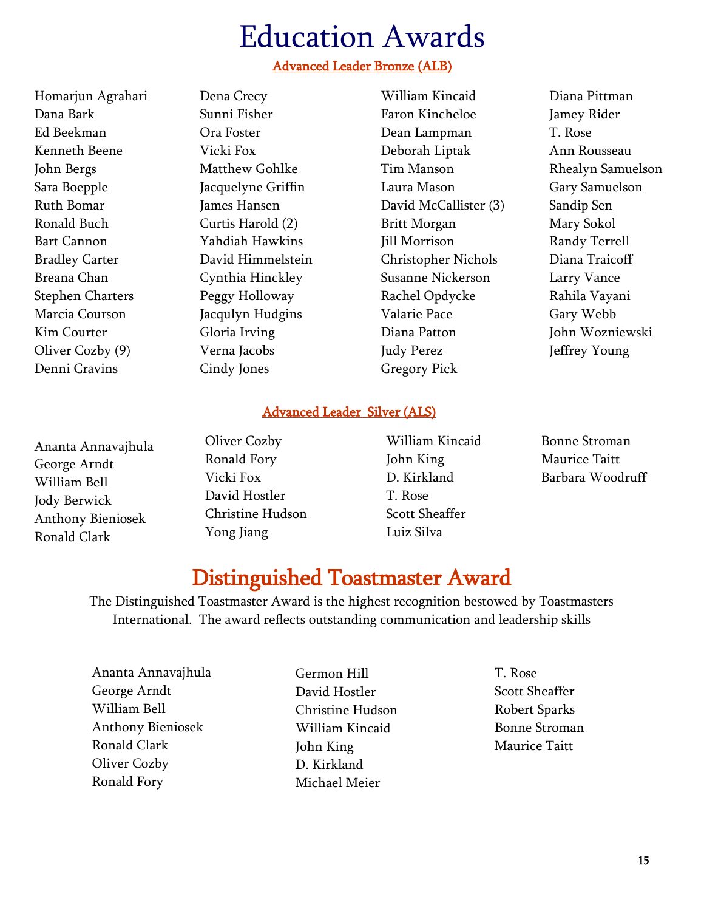# Education Awards

## Advanced Leader Bronze (ALB)

Homarjun Agrahari
Dana Bark
Ed Beekman
Kenneth Beene
John Bergs
Sara Boepple
Ruth Bomar
Ronald Buch
Bart Cannon
Bradley Carter
Breana Chan
Stephen Charters
Marcia Courson
Kim Courter
Oliver Cozby (9)
Denni Cravins
Dena Crecy
Sunni Fisher
Ora Foster
Vicki Fox
Matthew Gohlke
Jacquelyne Griffin
James Hansen
Curtis Harold (2)
Yahdiah Hawkins
David Himmelstein
Cynthia Hinckley
Peggy Holloway
Jacqulyn Hudgins
Gloria Irving
Verna Jacobs
Cindy Jones
William Kincaid
Faron Kincheloe
Dean Lampman
Deborah Liptak
Tim Manson
Laura Mason
David McCallister (3)
Britt Morgan
Jill Morrison
Christopher Nichols
Susanne Nickerson
Rachel Opdycke
Valarie Pace
Diana Patton
Judy Perez
Gregory Pick
Diana Pittman
Jamey Rider
T. Rose
Ann Rousseau
Rhealyn Samuelson
Gary Samuelson
Sandip Sen
Mary Sokol
Randy Terrell
Diana Traicoff
Larry Vance
Rahila Vayani
Gary Webb
John Wozniewski
Jeffrey Young

## Advanced Leader Silver (ALS)

Ananta Annavajhula
George Arndt
William Bell
Jody Berwick
Anthony Bieniosek
Ronald Clark
Oliver Cozby
Ronald Fory
Vicki Fox
David Hostler
Christine Hudson
Yong Jiang
William Kincaid
John King
D. Kirkland
T. Rose
Scott Sheaffer
Luiz Silva
Bonne Stroman
Maurice Taitt
Barbara Woodruff

# Distinguished Toastmaster Award

The Distinguished Toastmaster Award is the highest recognition bestowed by Toastmasters International. The award reflects outstanding communication and leadership skills

Ananta Annavajhula
George Arndt
William Bell
Anthony Bieniosek
Ronald Clark
Oliver Cozby
Ronald Fory
Germon Hill
David Hostler
Christine Hudson
William Kincaid
John King
D. Kirkland
Michael Meier
T. Rose
Scott Sheaffer
Robert Sparks
Bonne Stroman
Maurice Taitt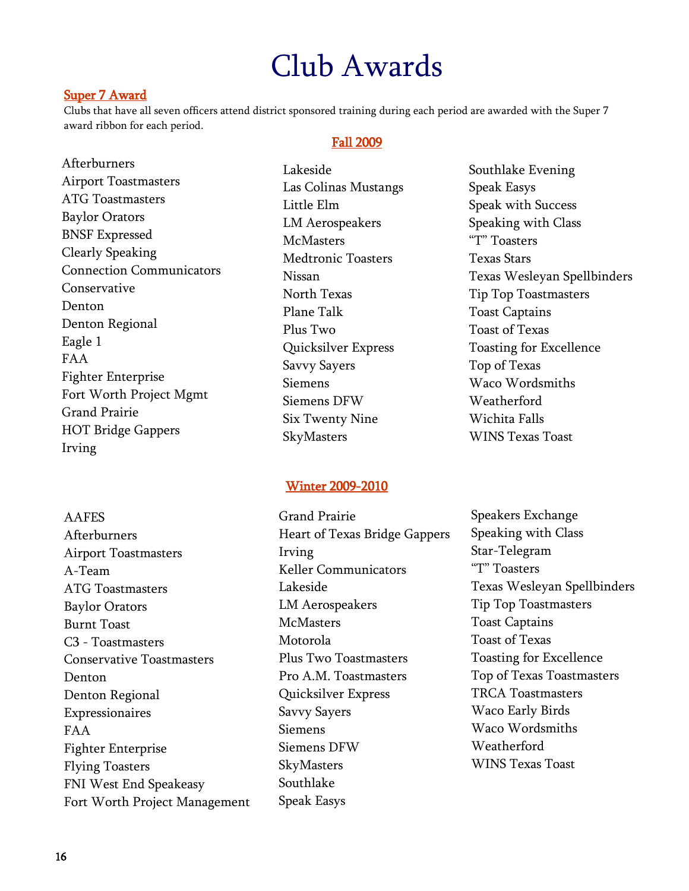# Club Awards

## Super 7 Award

Clubs that have all seven officers attend district sponsored training during each period are awarded with the Super 7 award ribbon for each period.

### Fall 2009

Afterburners
Airport Toastmasters
ATG Toastmasters
Baylor Orators
BNSF Expressed
Clearly Speaking
Connection Communicators
Conservative
Denton
Denton Regional
Eagle 1
FAA
Fighter Enterprise
Fort Worth Project Mgmt
Grand Prairie
HOT Bridge Gappers
Irving
Lakeside
Las Colinas Mustangs
Little Elm
LM Aerospeakers
McMasters
Medtronic Toasters
Nissan
North Texas
Plane Talk
Plus Two
Quicksilver Express
Savvy Sayers
Siemens
Siemens DFW
Six Twenty Nine
SkyMasters
Southlake Evening
Speak Easys
Speak with Success
Speaking with Class
"T" Toasters
Texas Stars
Texas Wesleyan Spellbinders
Tip Top Toastmasters
Toast Captains
Toast of Texas
Toasting for Excellence
Top of Texas
Waco Wordsmiths
Weatherford
Wichita Falls
WINS Texas Toast

### Winter 2009-2010

AAFES
Afterburners
Airport Toastmasters
A-Team
ATG Toastmasters
Baylor Orators
Burnt Toast
C3 - Toastmasters
Conservative Toastmasters
Denton
Denton Regional
Expressionaires
FAA
Fighter Enterprise
Flying Toasters
FNI West End Speakeasy
Fort Worth Project Management
Grand Prairie
Heart of Texas Bridge Gappers
Irving
Keller Communicators
Lakeside
LM Aerospeakers
McMasters
Motorola
Plus Two Toastmasters
Pro A.M. Toastmasters
Quicksilver Express
Savvy Sayers
Siemens
Siemens DFW
SkyMasters
Southlake
Speak Easys
Speakers Exchange
Speaking with Class
Star-Telegram
"T" Toasters
Texas Wesleyan Spellbinders
Tip Top Toastmasters
Toast Captains
Toast of Texas
Toasting for Excellence
Top of Texas Toastmasters
TRCA Toastmasters
Waco Early Birds
Waco Wordsmiths
Weatherford
WINS Texas Toast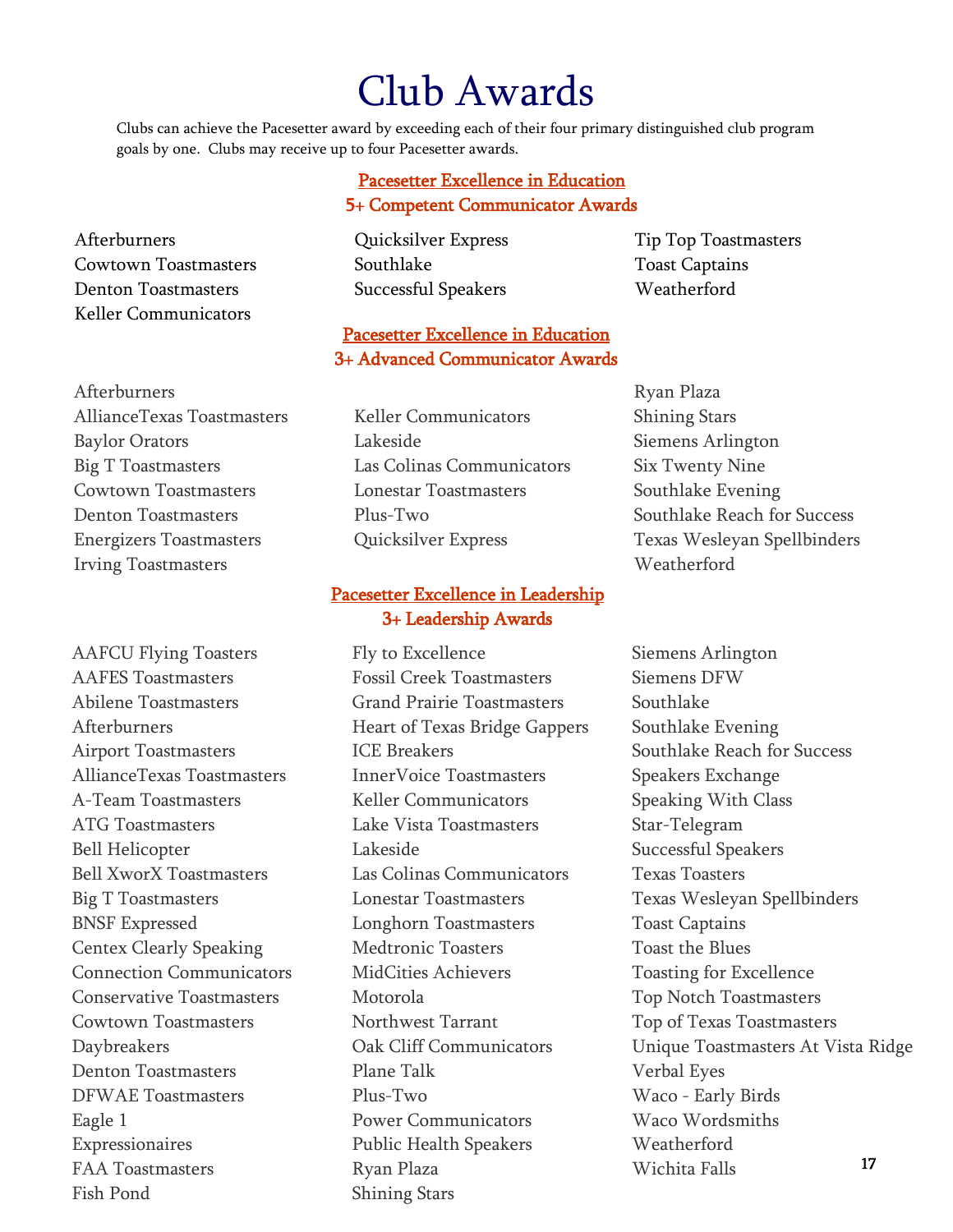# Club Awards

Clubs can achieve the Pacesetter award by exceeding each of their four primary distinguished club program goals by one. Clubs may receive up to four Pacesetter awards.

## Pacesetter Excellence in Education
## 5+ Competent Communicator Awards

- Afterburners
- Cowtown Toastmasters
- Denton Toastmasters
- Keller Communicators
- Quicksilver Express
- Southlake
- Successful Speakers
- Tip Top Toastmasters
- Toast Captains
- Weatherford

## Pacesetter Excellence in Education
## 3+ Advanced Communicator Awards

- Afterburners
- AllianceTexas Toastmasters
- Baylor Orators
- Big T Toastmasters
- Cowtown Toastmasters
- Denton Toastmasters
- Energizers Toastmasters
- Irving Toastmasters
- Keller Communicators
- Lakeside
- Las Colinas Communicators
- Lonestar Toastmasters
- Plus-Two
- Quicksilver Express
- Ryan Plaza
- Shining Stars
- Siemens Arlington
- Six Twenty Nine
- Southlake Evening
- Southlake Reach for Success
- Texas Wesleyan Spellbinders
- Weatherford

## Pacesetter Excellence in Leadership
## 3+ Leadership Awards

- AAFCU Flying Toasters
- AAFES Toastmasters
- Abilene Toastmasters
- Afterburners
- Airport Toastmasters
- AllianceTexas Toastmasters
- A-Team Toastmasters
- ATG Toastmasters
- Bell Helicopter
- Bell XworX Toastmasters
- Big T Toastmasters
- BNSF Expressed
- Centex Clearly Speaking
- Connection Communicators
- Conservative Toastmasters
- Cowtown Toastmasters
- Daybreakers
- Denton Toastmasters
- DFWAE Toastmasters
- Eagle 1
- Expressionaires
- FAA Toastmasters
- Fish Pond
- Fly to Excellence
- Fossil Creek Toastmasters
- Grand Prairie Toastmasters
- Heart of Texas Bridge Gappers
- ICE Breakers
- InnerVoice Toastmasters
- Keller Communicators
- Lake Vista Toastmasters
- Lakeside
- Las Colinas Communicators
- Lonestar Toastmasters
- Longhorn Toastmasters
- Medtronic Toasters
- MidCities Achievers
- Motorola
- Northwest Tarrant
- Oak Cliff Communicators
- Plane Talk
- Plus-Two
- Power Communicators
- Public Health Speakers
- Ryan Plaza
- Shining Stars
- Siemens Arlington
- Siemens DFW
- Southlake
- Southlake Evening
- Southlake Reach for Success
- Speakers Exchange
- Speaking With Class
- Star-Telegram
- Successful Speakers
- Texas Toasters
- Texas Wesleyan Spellbinders
- Toast Captains
- Toast the Blues
- Toasting for Excellence
- Top Notch Toastmasters
- Top of Texas Toastmasters
- Unique Toastmasters At Vista Ridge
- Verbal Eyes
- Waco - Early Birds
- Waco Wordsmiths
- Weatherford
- Wichita Falls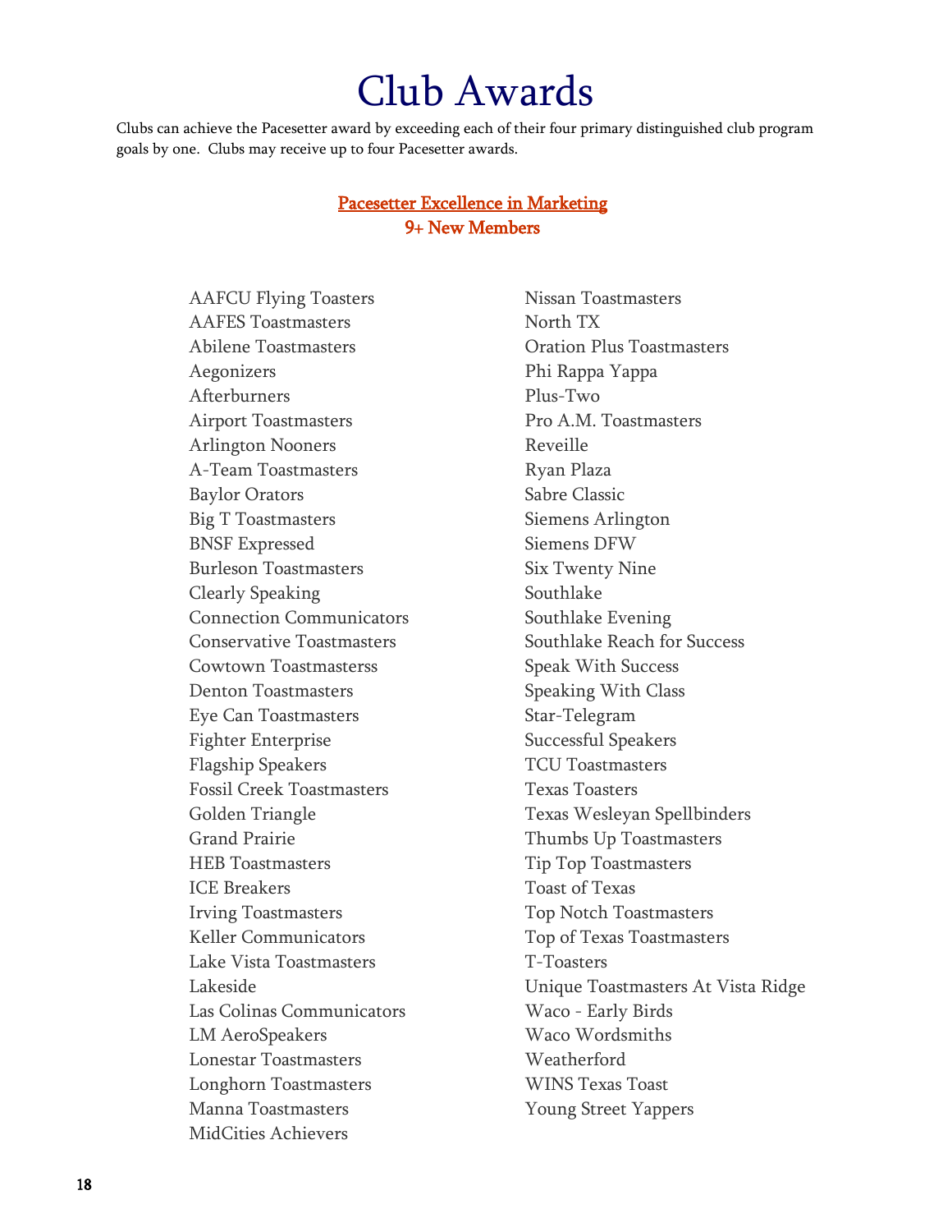# Club Awards

Clubs can achieve the Pacesetter award by exceeding each of their four primary distinguished club program goals by one. Clubs may receive up to four Pacesetter awards.

## Pacesetter Excellence in Marketing
### 9+ New Members

- AAFCU Flying Toasters
- AAFES Toastmasters
- Abilene Toastmasters
- Aegonizers
- Afterburners
- Airport Toastmasters
- Arlington Nooners
- A-Team Toastmasters
- Baylor Orators
- Big T Toastmasters
- BNSF Expressed
- Burleson Toastmasters
- Clearly Speaking
- Connection Communicators
- Conservative Toastmasters
- Cowtown Toastmasterss
- Denton Toastmasters
- Eye Can Toastmasters
- Fighter Enterprise
- Flagship Speakers
- Fossil Creek Toastmasters
- Golden Triangle
- Grand Prairie
- HEB Toastmasters
- ICE Breakers
- Irving Toastmasters
- Keller Communicators
- Lake Vista Toastmasters
- Lakeside
- Las Colinas Communicators
- LM AeroSpeakers
- Lonestar Toastmasters
- Longhorn Toastmasters
- Manna Toastmasters
- MidCities Achievers
- Nissan Toastmasters
- North TX
- Oration Plus Toastmasters
- Phi Rappa Yappa
- Plus-Two
- Pro A.M. Toastmasters
- Reveille
- Ryan Plaza
- Sabre Classic
- Siemens Arlington
- Siemens DFW
- Six Twenty Nine
- Southlake
- Southlake Evening
- Southlake Reach for Success
- Speak With Success
- Speaking With Class
- Star-Telegram
- Successful Speakers
- TCU Toastmasters
- Texas Toasters
- Texas Wesleyan Spellbinders
- Thumbs Up Toastmasters
- Tip Top Toastmasters
- Toast of Texas
- Top Notch Toastmasters
- Top of Texas Toastmasters
- T-Toasters
- Unique Toastmasters At Vista Ridge
- Waco - Early Birds
- Waco Wordsmiths
- Weatherford
- WINS Texas Toast
- Young Street Yappers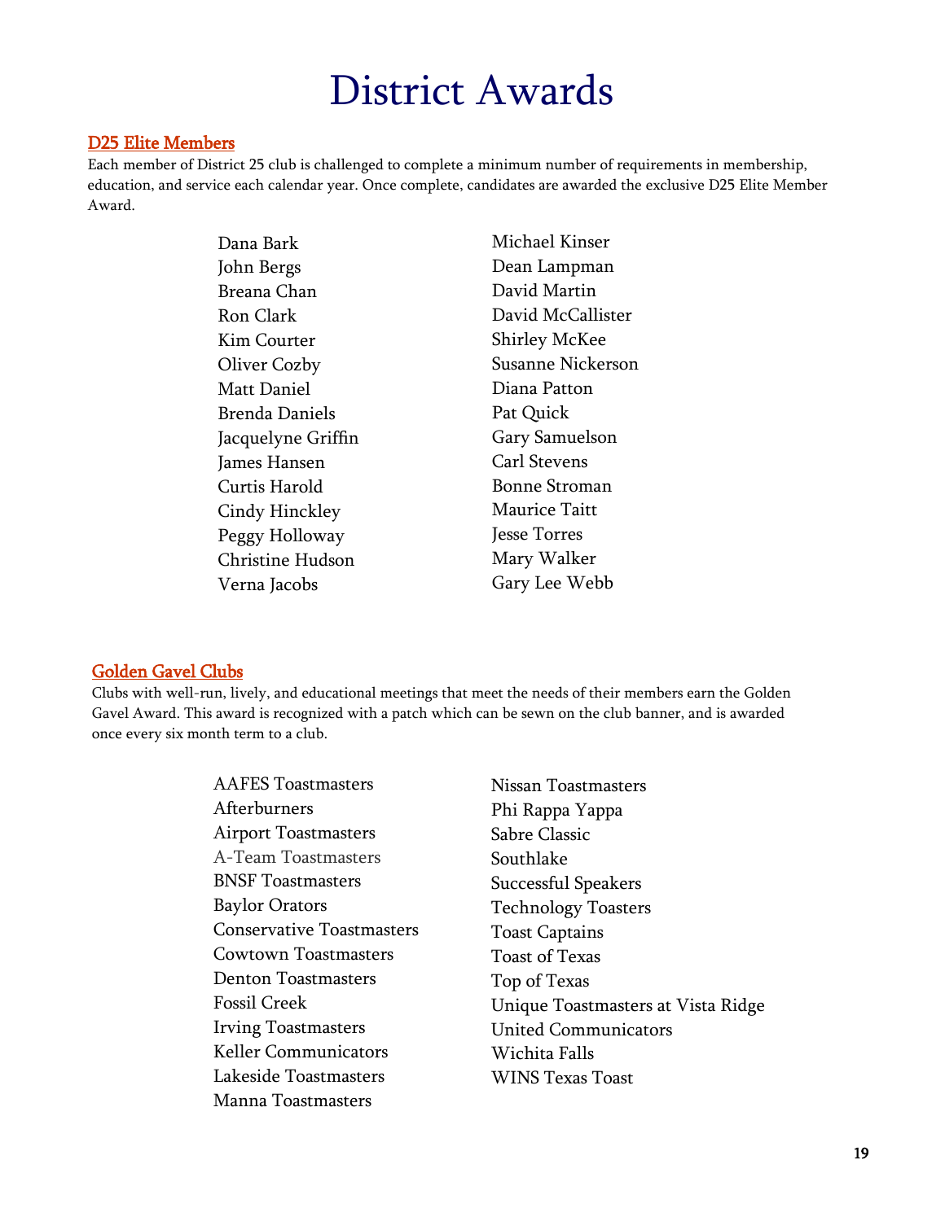# District Awards

## D25 Elite Members

Each member of District 25 club is challenged to complete a minimum number of requirements in membership, education, and service each calendar year. Once complete, candidates are awarded the exclusive D25 Elite Member Award.

Dana Bark
John Bergs
Breana Chan
Ron Clark
Kim Courter
Oliver Cozby
Matt Daniel
Brenda Daniels
Jacquelyne Griffin
James Hansen
Curtis Harold
Cindy Hinckley
Peggy Holloway
Christine Hudson
Verna Jacobs
Michael Kinser
Dean Lampman
David Martin
David McCallister
Shirley McKee
Susanne Nickerson
Diana Patton
Pat Quick
Gary Samuelson
Carl Stevens
Bonne Stroman
Maurice Taitt
Jesse Torres
Mary Walker
Gary Lee Webb

## Golden Gavel Clubs

Clubs with well-run, lively, and educational meetings that meet the needs of their members earn the Golden Gavel Award. This award is recognized with a patch which can be sewn on the club banner, and is awarded once every six month term to a club.

AAFES Toastmasters
Afterburners
Airport Toastmasters
A-Team Toastmasters
BNSF Toastmasters
Baylor Orators
Conservative Toastmasters
Cowtown Toastmasters
Denton Toastmasters
Fossil Creek
Irving Toastmasters
Keller Communicators
Lakeside Toastmasters
Manna Toastmasters
Nissan Toastmasters
Phi Rappa Yappa
Sabre Classic
Southlake
Successful Speakers
Technology Toasters
Toast Captains
Toast of Texas
Top of Texas
Unique Toastmasters at Vista Ridge
United Communicators
Wichita Falls
WINS Texas Toast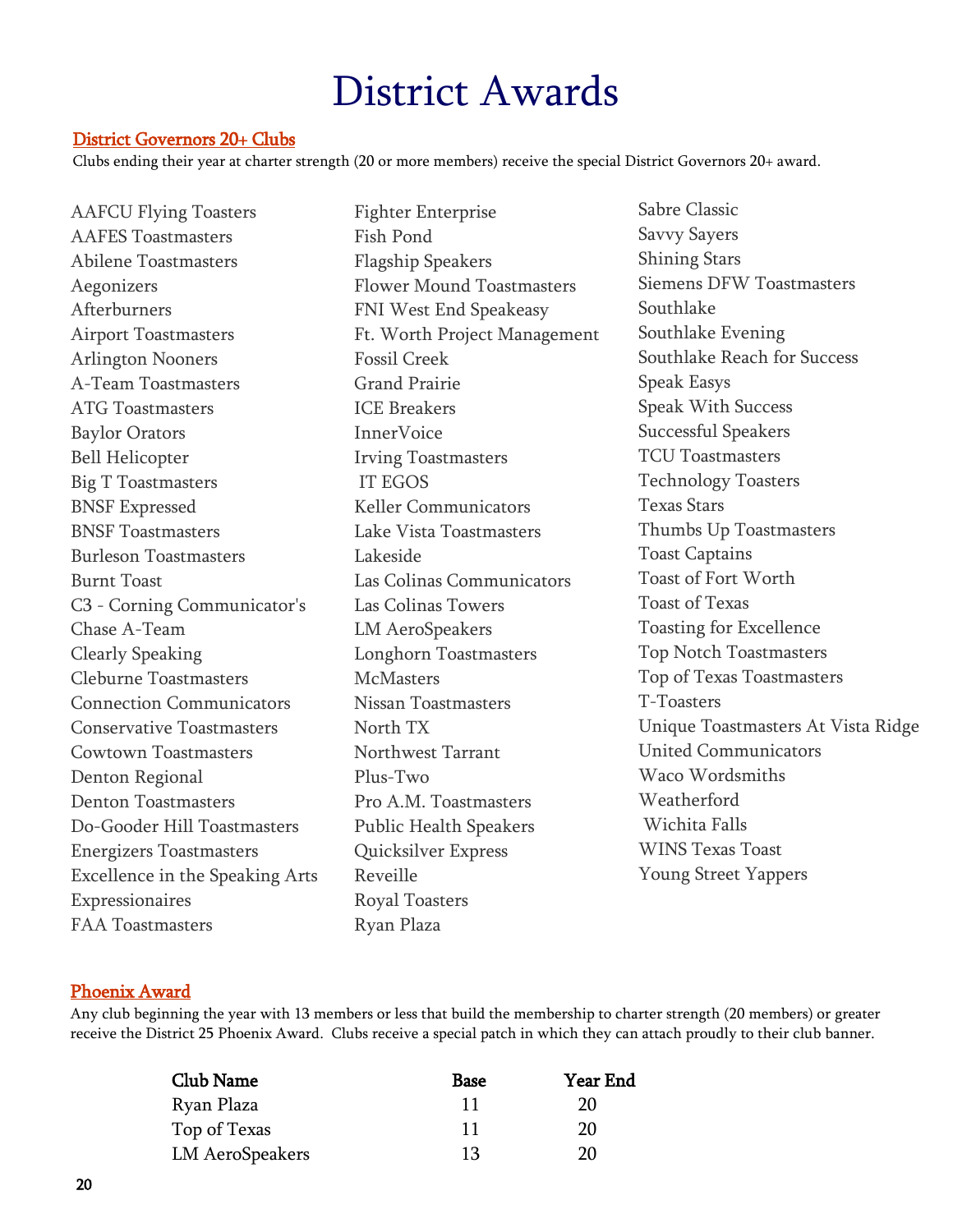# District Awards

## District Governors 20+ Clubs

Clubs ending their year at charter strength (20 or more members) receive the special District Governors 20+ award.

AAFCU Flying Toasters
AAFES Toastmasters
Abilene Toastmasters
Aegonizers
Afterburners
Airport Toastmasters
Arlington Nooners
A-Team Toastmasters
ATG Toastmasters
Baylor Orators
Bell Helicopter
Big T Toastmasters
BNSF Expressed
BNSF Toastmasters
Burleson Toastmasters
Burnt Toast
C3 - Corning Communicator's
Chase A-Team
Clearly Speaking
Cleburne Toastmasters
Connection Communicators
Conservative Toastmasters
Cowtown Toastmasters
Denton Regional
Denton Toastmasters
Do-Gooder Hill Toastmasters
Energizers Toastmasters
Excellence in the Speaking Arts
Expressionaires
FAA Toastmasters
Fighter Enterprise
Fish Pond
Flagship Speakers
Flower Mound Toastmasters
FNI West End Speakeasy
Ft. Worth Project Management
Fossil Creek
Grand Prairie
ICE Breakers
InnerVoice
Irving Toastmasters
IT EGOS
Keller Communicators
Lake Vista Toastmasters
Lakeside
Las Colinas Communicators
Las Colinas Towers
LM AeroSpeakers
Longhorn Toastmasters
McMasters
Nissan Toastmasters
North TX
Northwest Tarrant
Plus-Two
Pro A.M. Toastmasters
Public Health Speakers
Quicksilver Express
Reveille
Royal Toasters
Ryan Plaza
Sabre Classic
Savvy Sayers
Shining Stars
Siemens DFW Toastmasters
Southlake
Southlake Evening
Southlake Reach for Success
Speak Easys
Speak With Success
Successful Speakers
TCU Toastmasters
Technology Toasters
Texas Stars
Thumbs Up Toastmasters
Toast Captains
Toast of Fort Worth
Toast of Texas
Toasting for Excellence
Top Notch Toastmasters
Top of Texas Toastmasters
T-Toasters
Unique Toastmasters At Vista Ridge
United Communicators
Waco Wordsmiths
Weatherford
Wichita Falls
WINS Texas Toast
Young Street Yappers

## Phoenix Award

Any club beginning the year with 13 members or less that build the membership to charter strength (20 members) or greater receive the District 25 Phoenix Award. Clubs receive a special patch in which they can attach proudly to their club banner.

| Club Name | Base | Year End |
|---|---|---|
| Ryan Plaza | 11 | 20 |
| Top of Texas | 11 | 20 |
| LM AeroSpeakers | 13 | 20 |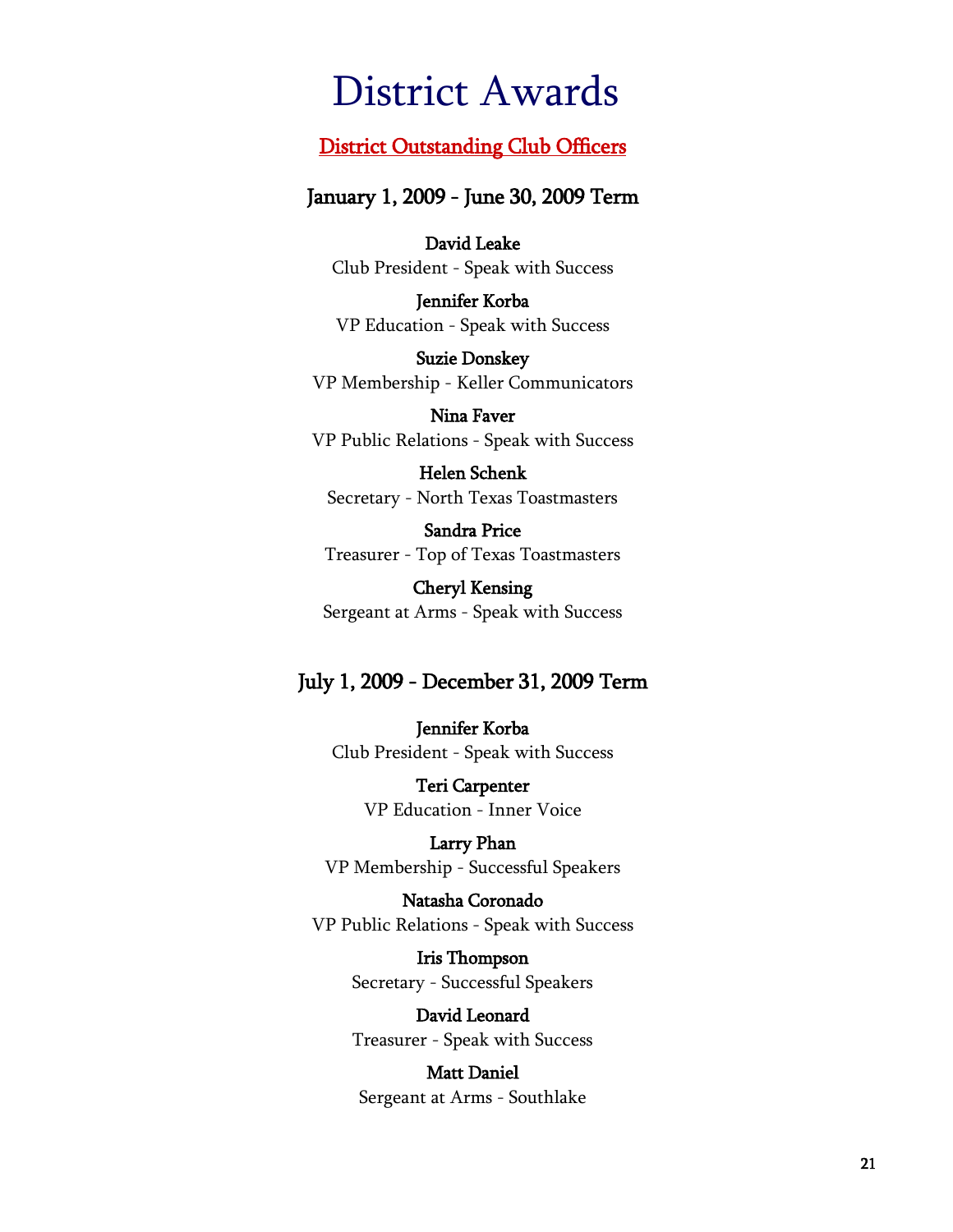# District Awards

## District Outstanding Club Officers

### January 1, 2009 - June 30, 2009 Term

**David Leake**
Club President - Speak with Success

**Jennifer Korba**
VP Education - Speak with Success

**Suzie Donskey**
VP Membership - Keller Communicators

**Nina Faver**
VP Public Relations - Speak with Success

**Helen Schenk**
Secretary - North Texas Toastmasters

**Sandra Price**
Treasurer - Top of Texas Toastmasters

**Cheryl Kensing**
Sergeant at Arms - Speak with Success

### July 1, 2009 - December 31, 2009 Term

**Jennifer Korba**
Club President - Speak with Success

**Teri Carpenter**
VP Education - Inner Voice

**Larry Phan**
VP Membership - Successful Speakers

**Natasha Coronado**
VP Public Relations - Speak with Success

**Iris Thompson**
Secretary - Successful Speakers

**David Leonard**
Treasurer - Speak with Success

**Matt Daniel**
Sergeant at Arms - Southlake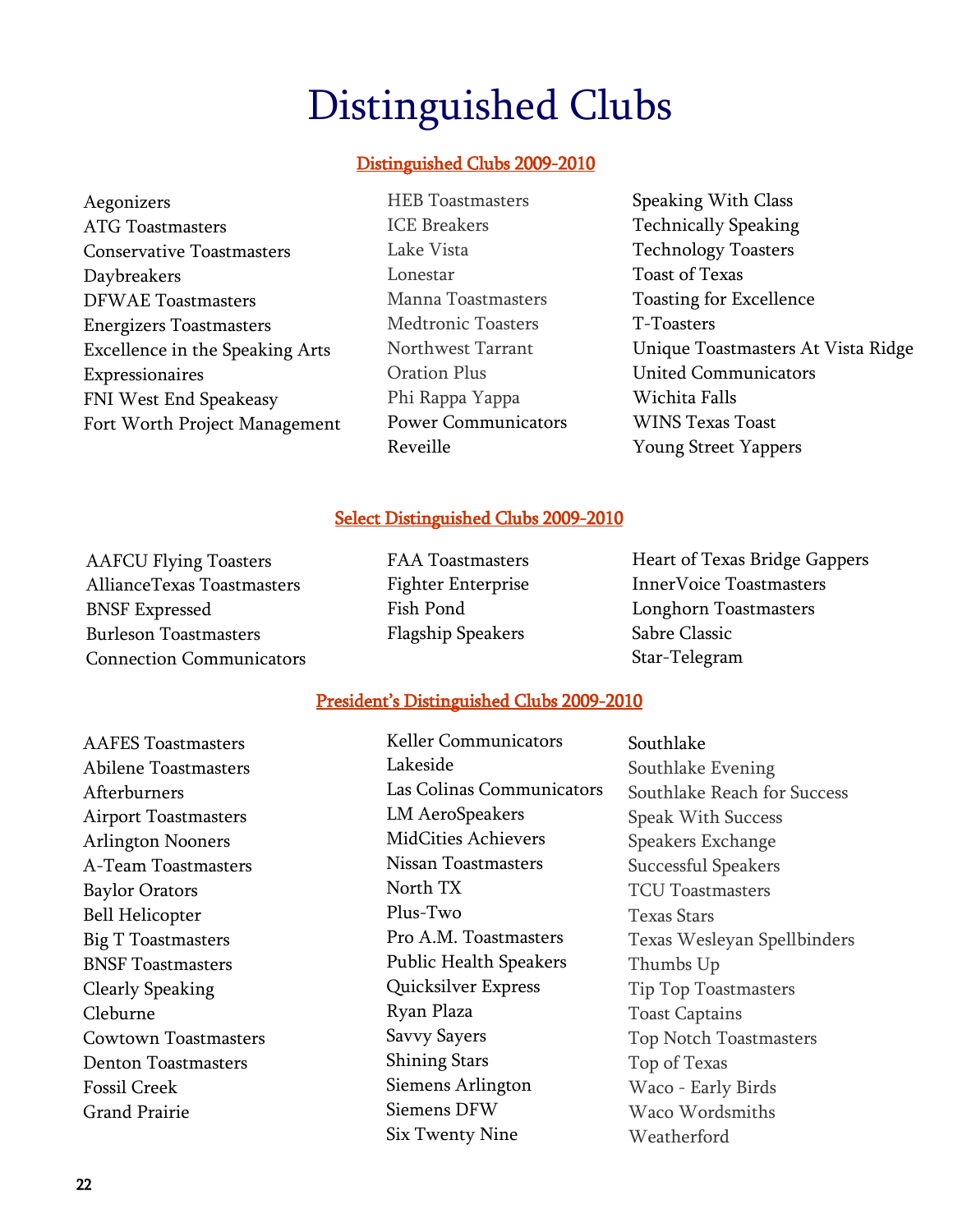# Distinguished Clubs

## Distinguished Clubs 2009-2010

Aegonizers
ATG Toastmasters
Conservative Toastmasters
Daybreakers
DFWAE Toastmasters
Energizers Toastmasters
Excellence in the Speaking Arts
Expressionaires
FNI West End Speakeasy
Fort Worth Project Management
HEB Toastmasters
ICE Breakers
Lake Vista
Lonestar
Manna Toastmasters
Medtronic Toasters
Northwest Tarrant
Oration Plus
Phi Rappa Yappa
Power Communicators
Reveille
Speaking With Class
Technically Speaking
Technology Toasters
Toast of Texas
Toasting for Excellence
T-Toasters
Unique Toastmasters At Vista Ridge
United Communicators
Wichita Falls
WINS Texas Toast
Young Street Yappers

## Select Distinguished Clubs 2009-2010

AAFCU Flying Toasters
AllianceTexas Toastmasters
BNSF Expressed
Burleson Toastmasters
Connection Communicators
FAA Toastmasters
Fighter Enterprise
Fish Pond
Flagship Speakers
Heart of Texas Bridge Gappers
InnerVoice Toastmasters
Longhorn Toastmasters
Sabre Classic
Star-Telegram

## President's Distinguished Clubs 2009-2010

AAFES Toastmasters
Abilene Toastmasters
Afterburners
Airport Toastmasters
Arlington Nooners
A-Team Toastmasters
Baylor Orators
Bell Helicopter
Big T Toastmasters
BNSF Toastmasters
Clearly Speaking
Cleburne
Cowtown Toastmasters
Denton Toastmasters
Fossil Creek
Grand Prairie
Keller Communicators
Lakeside
Las Colinas Communicators
LM AeroSpeakers
MidCities Achievers
Nissan Toastmasters
North TX
Plus-Two
Pro A.M. Toastmasters
Public Health Speakers
Quicksilver Express
Ryan Plaza
Savvy Sayers
Shining Stars
Siemens Arlington
Siemens DFW
Six Twenty Nine
Southlake
Southlake Evening
Southlake Reach for Success
Speak With Success
Speakers Exchange
Successful Speakers
TCU Toastmasters
Texas Stars
Texas Wesleyan Spellbinders
Thumbs Up
Tip Top Toastmasters
Toast Captains
Top Notch Toastmasters
Top of Texas
Waco - Early Birds
Waco Wordsmiths
Weatherford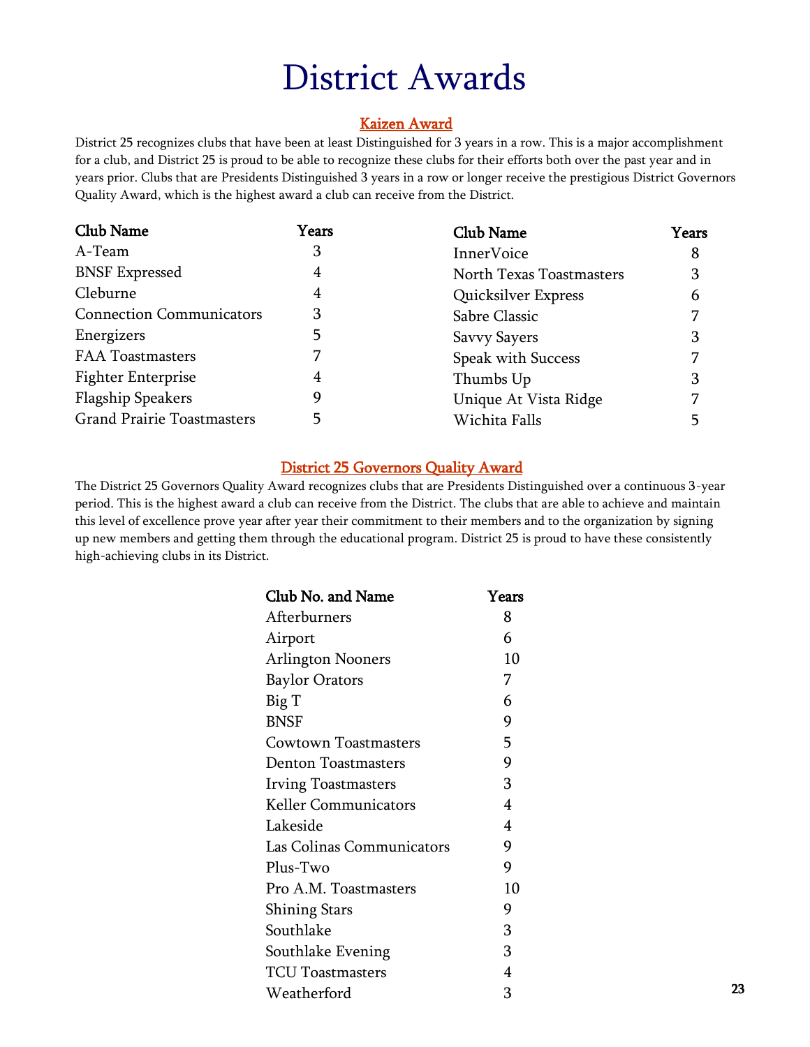# District Awards

## Kaizen Award

District 25 recognizes clubs that have been at least Distinguished for 3 years in a row. This is a major accomplishment for a club, and District 25 is proud to be able to recognize these clubs for their efforts both over the past year and in years prior. Clubs that are Presidents Distinguished 3 years in a row or longer receive the prestigious District Governors Quality Award, which is the highest award a club can receive from the District.

| Club Name | Years |
|---|---|
| A-Team | 3 |
| BNSF Expressed | 4 |
| Cleburne | 4 |
| Connection Communicators | 3 |
| Energizers | 5 |
| FAA Toastmasters | 7 |
| Fighter Enterprise | 4 |
| Flagship Speakers | 9 |
| Grand Prairie Toastmasters | 5 |
| InnerVoice | 8 |
| North Texas Toastmasters | 3 |
| Quicksilver Express | 6 |
| Sabre Classic | 7 |
| Savvy Sayers | 3 |
| Speak with Success | 7 |
| Thumbs Up | 3 |
| Unique At Vista Ridge | 7 |
| Wichita Falls | 5 |

## District 25 Governors Quality Award

The District 25 Governors Quality Award recognizes clubs that are Presidents Distinguished over a continuous 3-year period. This is the highest award a club can receive from the District. The clubs that are able to achieve and maintain this level of excellence prove year after year their commitment to their members and to the organization by signing up new members and getting them through the educational program. District 25 is proud to have these consistently high-achieving clubs in its District.

| Club No. and Name | Years |
|---|---|
| Afterburners | 8 |
| Airport | 6 |
| Arlington Nooners | 10 |
| Baylor Orators | 7 |
| Big T | 6 |
| BNSF | 9 |
| Cowtown Toastmasters | 5 |
| Denton Toastmasters | 9 |
| Irving Toastmasters | 3 |
| Keller Communicators | 4 |
| Lakeside | 4 |
| Las Colinas Communicators | 9 |
| Plus-Two | 9 |
| Pro A.M. Toastmasters | 10 |
| Shining Stars | 9 |
| Southlake | 3 |
| Southlake Evening | 3 |
| TCU Toastmasters | 4 |
| Weatherford | 3 |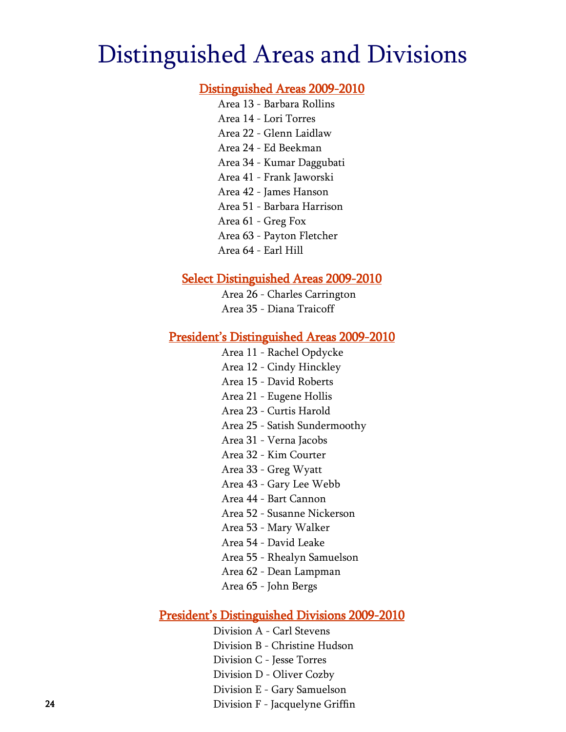# Distinguished Areas and Divisions

## Distinguished Areas 2009-2010

Area 13 - Barbara Rollins
Area 14 - Lori Torres
Area 22 - Glenn Laidlaw
Area 24 - Ed Beekman
Area 34 - Kumar Daggubati
Area 41 - Frank Jaworski
Area 42 - James Hanson
Area 51 - Barbara Harrison
Area 61 - Greg Fox
Area 63 - Payton Fletcher
Area 64 - Earl Hill

## Select Distinguished Areas 2009-2010

Area 26 - Charles Carrington
Area 35 - Diana Traicoff

## President's Distinguished Areas 2009-2010

Area 11 - Rachel Opdycke
Area 12 - Cindy Hinckley
Area 15 - David Roberts
Area 21 - Eugene Hollis
Area 23 - Curtis Harold
Area 25 - Satish Sundermoothy
Area 31 - Verna Jacobs
Area 32 - Kim Courter
Area 33 - Greg Wyatt
Area 43 - Gary Lee Webb
Area 44 - Bart Cannon
Area 52 - Susanne Nickerson
Area 53 - Mary Walker
Area 54 - David Leake
Area 55 - Rhealyn Samuelson
Area 62 - Dean Lampman
Area 65 - John Bergs

## President's Distinguished Divisions 2009-2010

Division A - Carl Stevens
Division B - Christine Hudson
Division C - Jesse Torres
Division D - Oliver Cozby
Division E - Gary Samuelson
Division F - Jacquelyne Griffin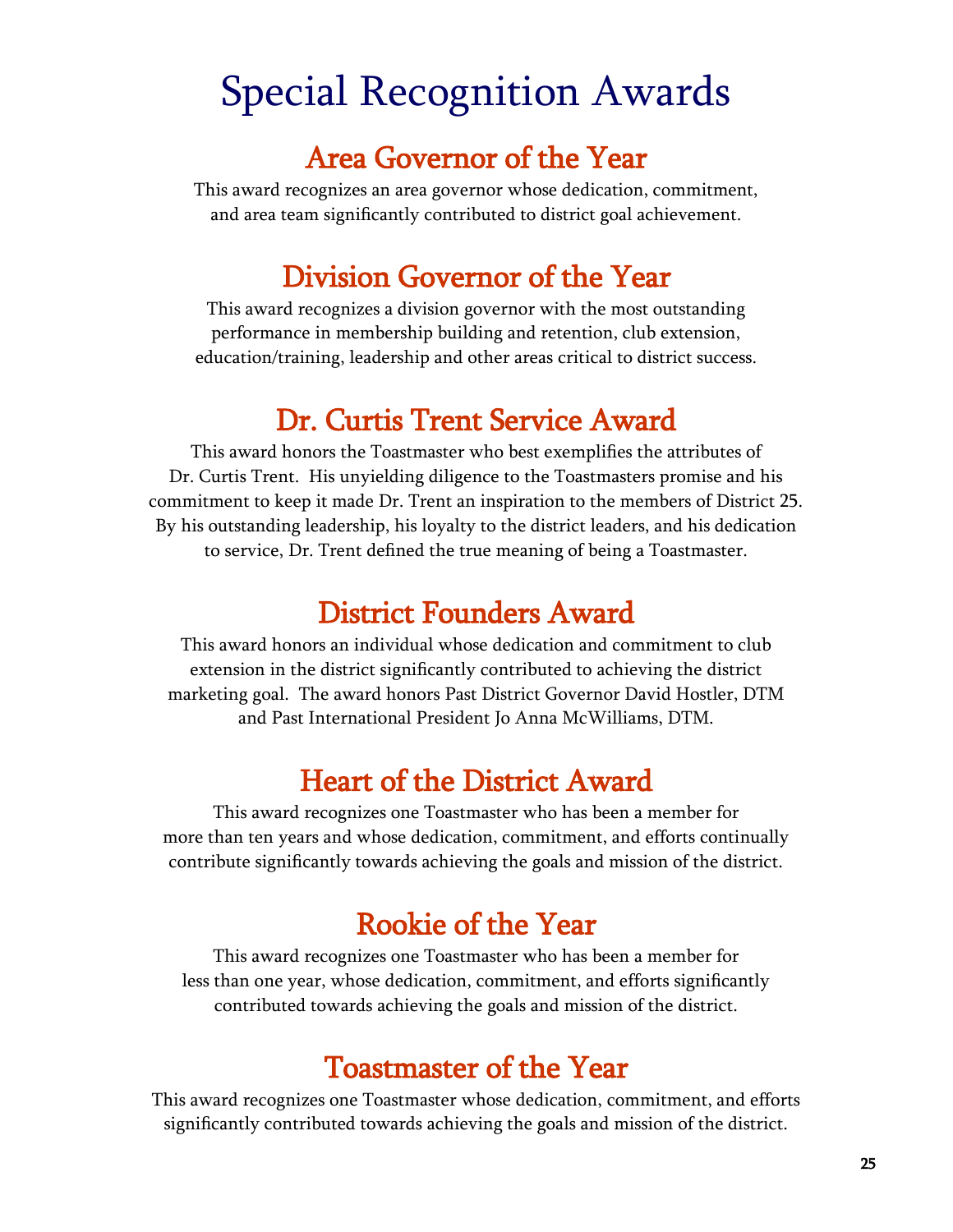# Special Recognition Awards

## Area Governor of the Year

This award recognizes an area governor whose dedication, commitment, and area team significantly contributed to district goal achievement.

## Division Governor of the Year

This award recognizes a division governor with the most outstanding performance in membership building and retention, club extension, education/training, leadership and other areas critical to district success.

## Dr. Curtis Trent Service Award

This award honors the Toastmaster who best exemplifies the attributes of Dr. Curtis Trent. His unyielding diligence to the Toastmasters promise and his commitment to keep it made Dr. Trent an inspiration to the members of District 25. By his outstanding leadership, his loyalty to the district leaders, and his dedication to service, Dr. Trent defined the true meaning of being a Toastmaster.

## District Founders Award

This award honors an individual whose dedication and commitment to club extension in the district significantly contributed to achieving the district marketing goal. The award honors Past District Governor David Hostler, DTM and Past International President Jo Anna McWilliams, DTM.

## Heart of the District Award

This award recognizes one Toastmaster who has been a member for more than ten years and whose dedication, commitment, and efforts continually contribute significantly towards achieving the goals and mission of the district.

## Rookie of the Year

This award recognizes one Toastmaster who has been a member for less than one year, whose dedication, commitment, and efforts significantly contributed towards achieving the goals and mission of the district.

## Toastmaster of the Year

This award recognizes one Toastmaster whose dedication, commitment, and efforts significantly contributed towards achieving the goals and mission of the district.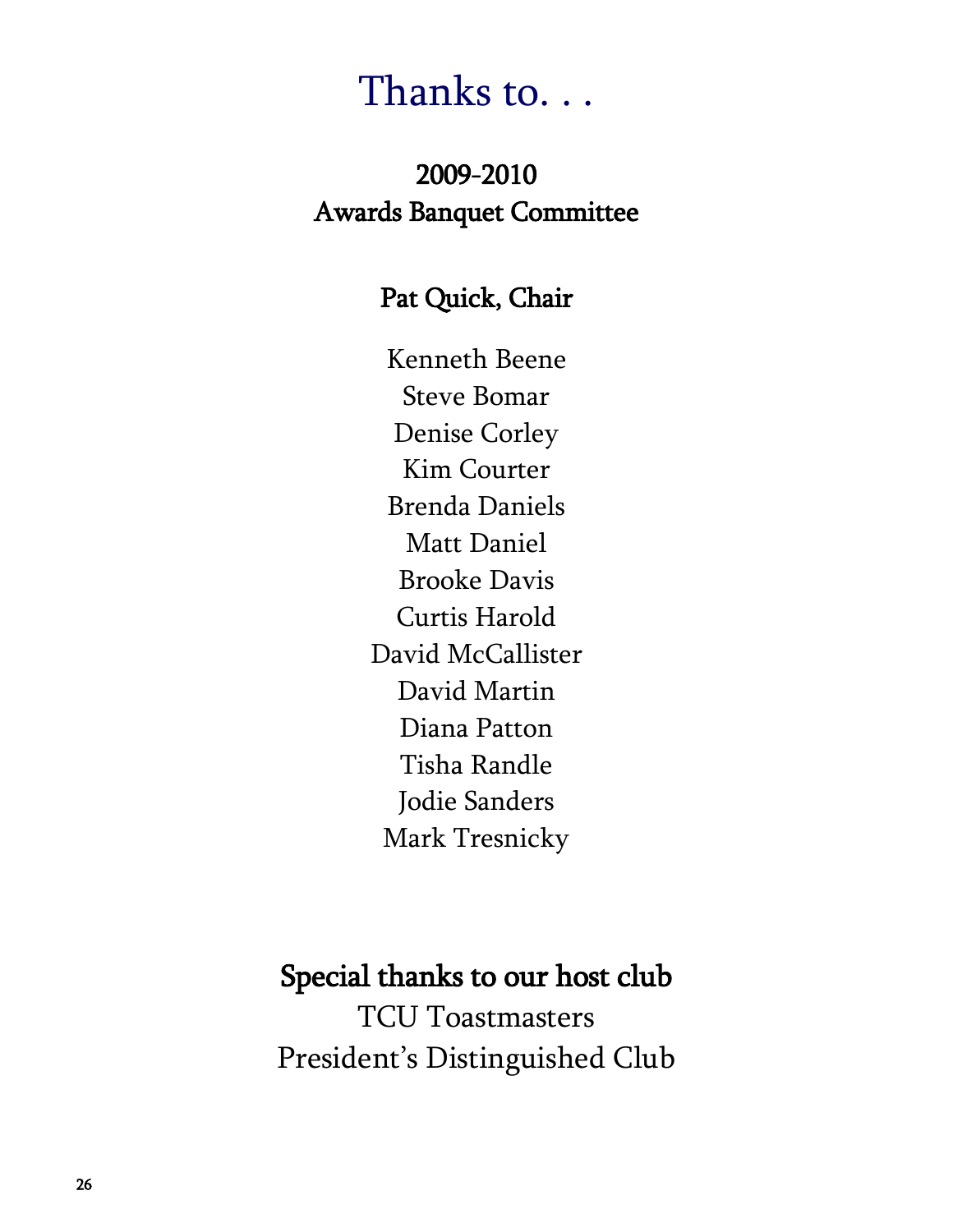# Thanks to. . .

## 2009-2010
## Awards Banquet Committee

### Pat Quick, Chair

Kenneth Beene
Steve Bomar
Denise Corley
Kim Courter
Brenda Daniels
Matt Daniel
Brooke Davis
Curtis Harold
David McCallister
David Martin
Diana Patton
Tisha Randle
Jodie Sanders
Mark Tresnicky

## Special thanks to our host club

TCU Toastmasters
President's Distinguished Club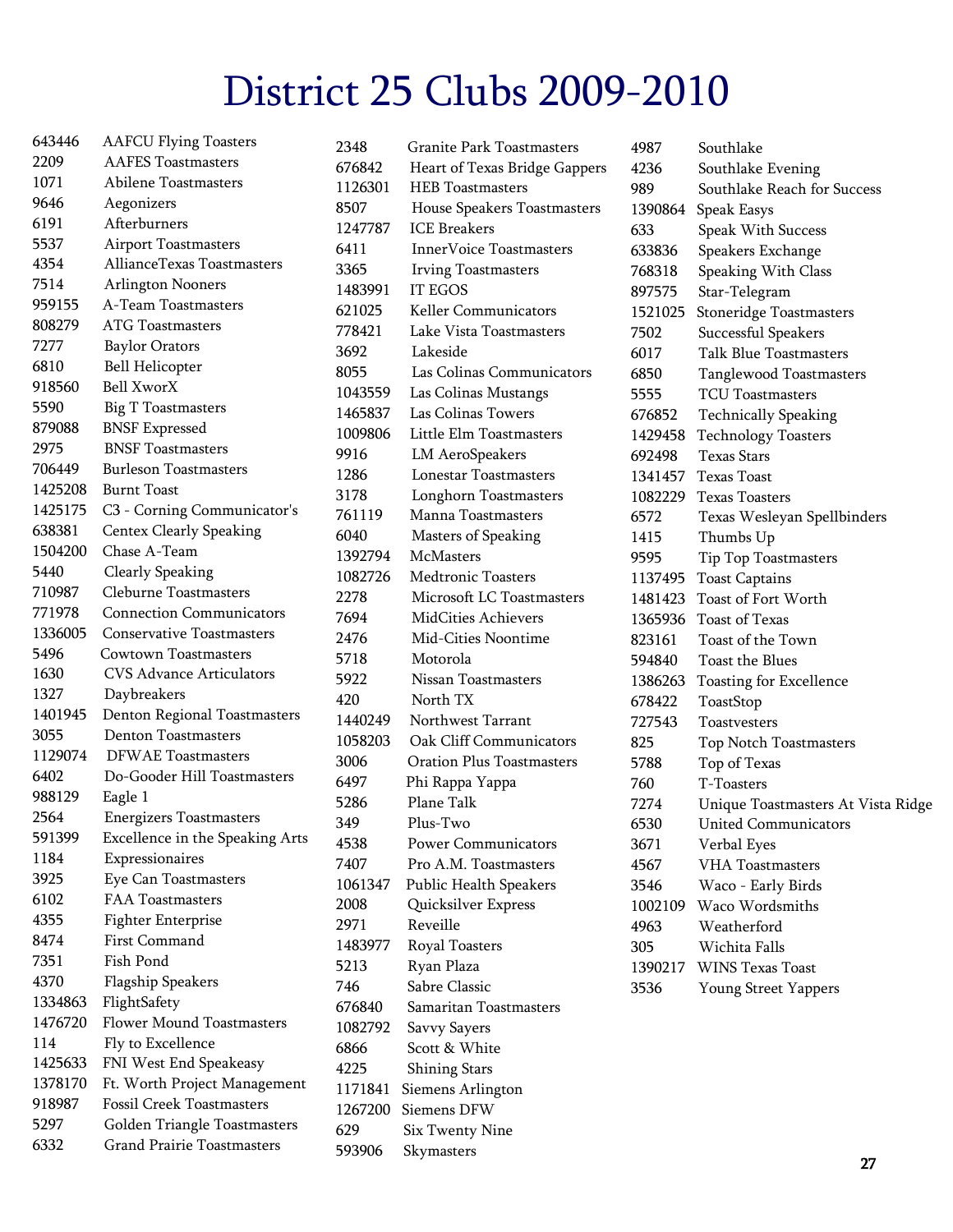# District 25 Clubs 2009-2010

| | |
|---|---|
| 643446 | AAFCU Flying Toasters |
| 2209 | AAFES Toastmasters |
| 1071 | Abilene Toastmasters |
| 9646 | Aegonizers |
| 6191 | Afterburners |
| 5537 | Airport Toastmasters |
| 4354 | AllianceTexas Toastmasters |
| 7514 | Arlington Nooners |
| 959155 | A-Team Toastmasters |
| 808279 | ATG Toastmasters |
| 7277 | Baylor Orators |
| 6810 | Bell Helicopter |
| 918560 | Bell XworX |
| 5590 | Big T Toastmasters |
| 879088 | BNSF Expressed |
| 2975 | BNSF Toastmasters |
| 706449 | Burleson Toastmasters |
| 1425208 | Burnt Toast |
| 1425175 | C3 - Corning Communicator's |
| 638381 | Centex Clearly Speaking |
| 1504200 | Chase A-Team |
| 5440 | Clearly Speaking |
| 710987 | Cleburne Toastmasters |
| 771978 | Connection Communicators |
| 1336005 | Conservative Toastmasters |
| 5496 | Cowtown Toastmasters |
| 1630 | CVS Advance Articulators |
| 1327 | Daybreakers |
| 1401945 | Denton Regional Toastmasters |
| 3055 | Denton Toastmasters |
| 1129074 | DFWAE Toastmasters |
| 6402 | Do-Gooder Hill Toastmasters |
| 988129 | Eagle 1 |
| 2564 | Energizers Toastmasters |
| 591399 | Excellence in the Speaking Arts |
| 1184 | Expressionaires |
| 3925 | Eye Can Toastmasters |
| 6102 | FAA Toastmasters |
| 4355 | Fighter Enterprise |
| 8474 | First Command |
| 7351 | Fish Pond |
| 4370 | Flagship Speakers |
| 1334863 | FlightSafety |
| 1476720 | Flower Mound Toastmasters |
| 114 | Fly to Excellence |
| 1425633 | FNI West End Speakeasy |
| 1378170 | Ft. Worth Project Management |
| 918987 | Fossil Creek Toastmasters |
| 5297 | Golden Triangle Toastmasters |
| 6332 | Grand Prairie Toastmasters |
| 2348 | Granite Park Toastmasters |
| 676842 | Heart of Texas Bridge Gappers |
| 1126301 | HEB Toastmasters |
| 8507 | House Speakers Toastmasters |
| 1247787 | ICE Breakers |
| 6411 | InnerVoice Toastmasters |
| 3365 | Irving Toastmasters |
| 1483991 | IT EGOS |
| 621025 | Keller Communicators |
| 778421 | Lake Vista Toastmasters |
| 3692 | Lakeside |
| 8055 | Las Colinas Communicators |
| 1043559 | Las Colinas Mustangs |
| 1465837 | Las Colinas Towers |
| 1009806 | Little Elm Toastmasters |
| 9916 | LM AeroSpeakers |
| 1286 | Lonestar Toastmasters |
| 3178 | Longhorn Toastmasters |
| 761119 | Manna Toastmasters |
| 6040 | Masters of Speaking |
| 1392794 | McMasters |
| 1082726 | Medtronic Toasters |
| 2278 | Microsoft LC Toastmasters |
| 7694 | MidCities Achievers |
| 2476 | Mid-Cities Noontime |
| 5718 | Motorola |
| 5922 | Nissan Toastmasters |
| 420 | North TX |
| 1440249 | Northwest Tarrant |
| 1058203 | Oak Cliff Communicators |
| 3006 | Oration Plus Toastmasters |
| 6497 | Phi Rappa Yappa |
| 5286 | Plane Talk |
| 349 | Plus-Two |
| 4538 | Power Communicators |
| 7407 | Pro A.M. Toastmasters |
| 1061347 | Public Health Speakers |
| 2008 | Quicksilver Express |
| 2971 | Reveille |
| 1483977 | Royal Toasters |
| 5213 | Ryan Plaza |
| 746 | Sabre Classic |
| 676840 | Samaritan Toastmasters |
| 1082792 | Savvy Sayers |
| 6866 | Scott & White |
| 4225 | Shining Stars |
| 1171841 | Siemens Arlington |
| 1267200 | Siemens DFW |
| 629 | Six Twenty Nine |
| 593906 | Skymasters |
| 4987 | Southlake |
| 4236 | Southlake Evening |
| 989 | Southlake Reach for Success |
| 1390864 | Speak Easys |
| 633 | Speak With Success |
| 633836 | Speakers Exchange |
| 768318 | Speaking With Class |
| 897575 | Star-Telegram |
| 1521025 | Stoneridge Toastmasters |
| 7502 | Successful Speakers |
| 6017 | Talk Blue Toastmasters |
| 6850 | Tanglewood Toastmasters |
| 5555 | TCU Toastmasters |
| 676852 | Technically Speaking |
| 1429458 | Technology Toasters |
| 692498 | Texas Stars |
| 1341457 | Texas Toast |
| 1082229 | Texas Toasters |
| 6572 | Texas Wesleyan Spellbinders |
| 1415 | Thumbs Up |
| 9595 | Tip Top Toastmasters |
| 1137495 | Toast Captains |
| 1481423 | Toast of Fort Worth |
| 1365936 | Toast of Texas |
| 823161 | Toast of the Town |
| 594840 | Toast the Blues |
| 1386263 | Toasting for Excellence |
| 678422 | ToastStop |
| 727543 | Toastvesters |
| 825 | Top Notch Toastmasters |
| 5788 | Top of Texas |
| 760 | T-Toasters |
| 7274 | Unique Toastmasters At Vista Ridge |
| 6530 | United Communicators |
| 3671 | Verbal Eyes |
| 4567 | VHA Toastmasters |
| 3546 | Waco - Early Birds |
| 1002109 | Waco Wordsmiths |
| 4963 | Weatherford |
| 305 | Wichita Falls |
| 1390217 | WINS Texas Toast |
| 3536 | Young Street Yappers |